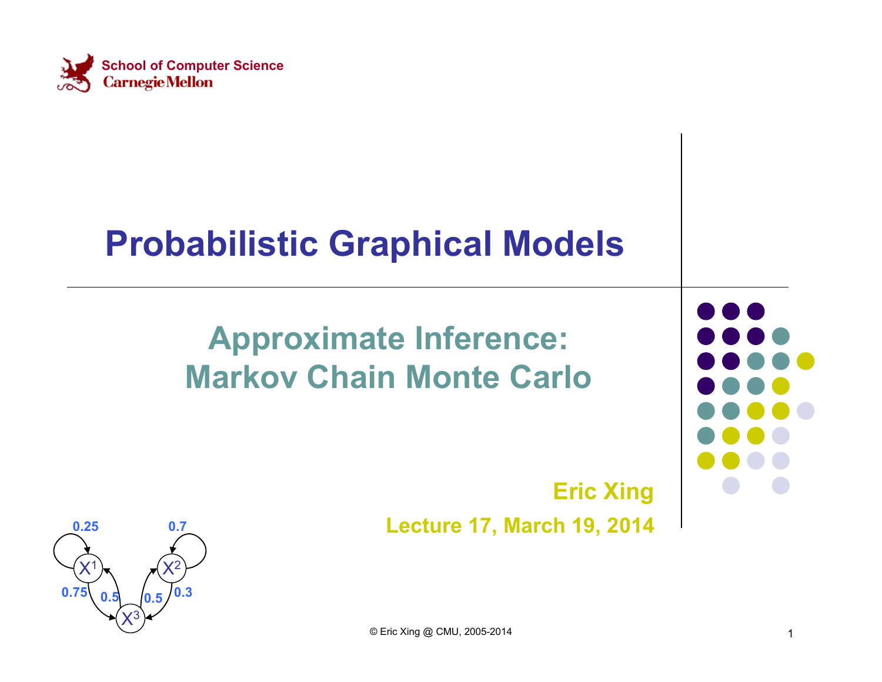School of Computer Science
Carnegie Mellon

# Probabilistic Graphical Models

## Approximate Inference: Markov Chain Monte Carlo

**Eric Xing**

**Lecture 17, March 19, 2014**

© Eric Xing @ CMU, 2005-2014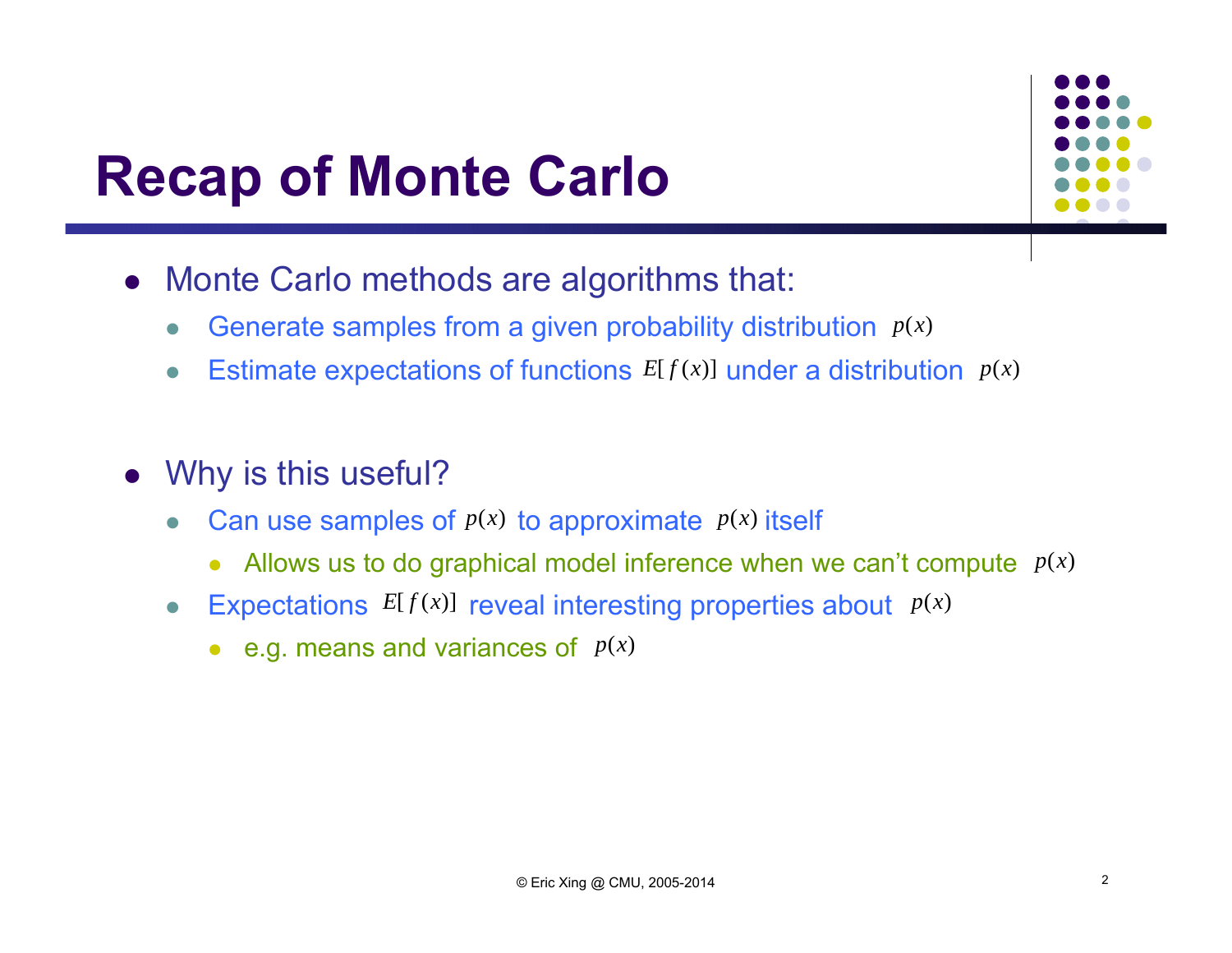# Recap of Monte Carlo

- Monte Carlo methods are algorithms that:
  - Generate samples from a given probability distribution $p(x)$
  - Estimate expectations of functions $E[f(x)]$ under a distribution $p(x)$

- Why is this useful?
  - Can use samples of $p(x)$ to approximate $p(x)$ itself
    - Allows us to do graphical model inference when we can't compute $p(x)$
  - Expectations $E[f(x)]$ reveal interesting properties about $p(x)$
    - e.g. means and variances of $p(x)$

© Eric Xing @ CMU, 2005-2014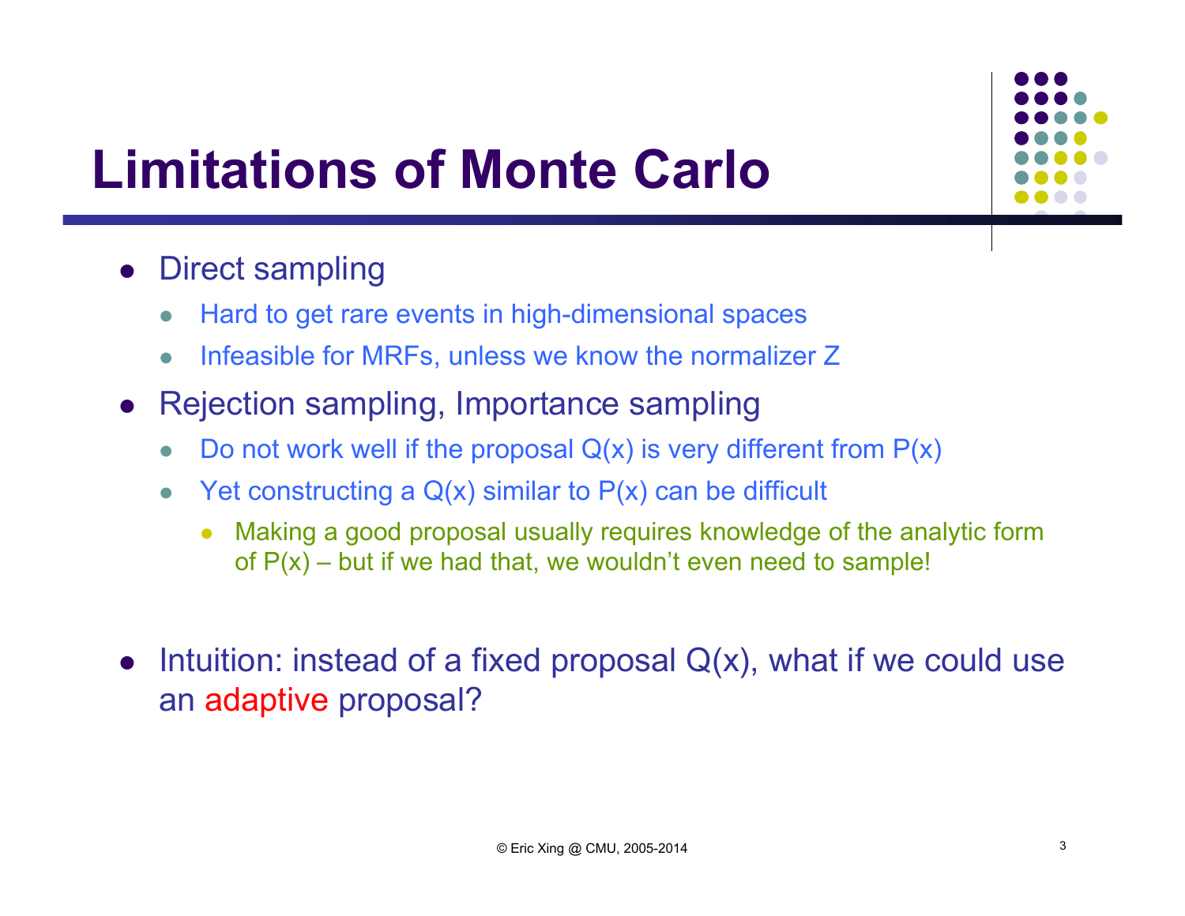# Limitations of Monte Carlo

- Direct sampling
  - Hard to get rare events in high-dimensional spaces
  - Infeasible for MRFs, unless we know the normalizer Z
- Rejection sampling, Importance sampling
  - Do not work well if the proposal Q(x) is very different from P(x)
  - Yet constructing a Q(x) similar to P(x) can be difficult
    - Making a good proposal usually requires knowledge of the analytic form of P(x) – but if we had that, we wouldn't even need to sample!

- Intuition: instead of a fixed proposal Q(x), what if we could use an adaptive proposal?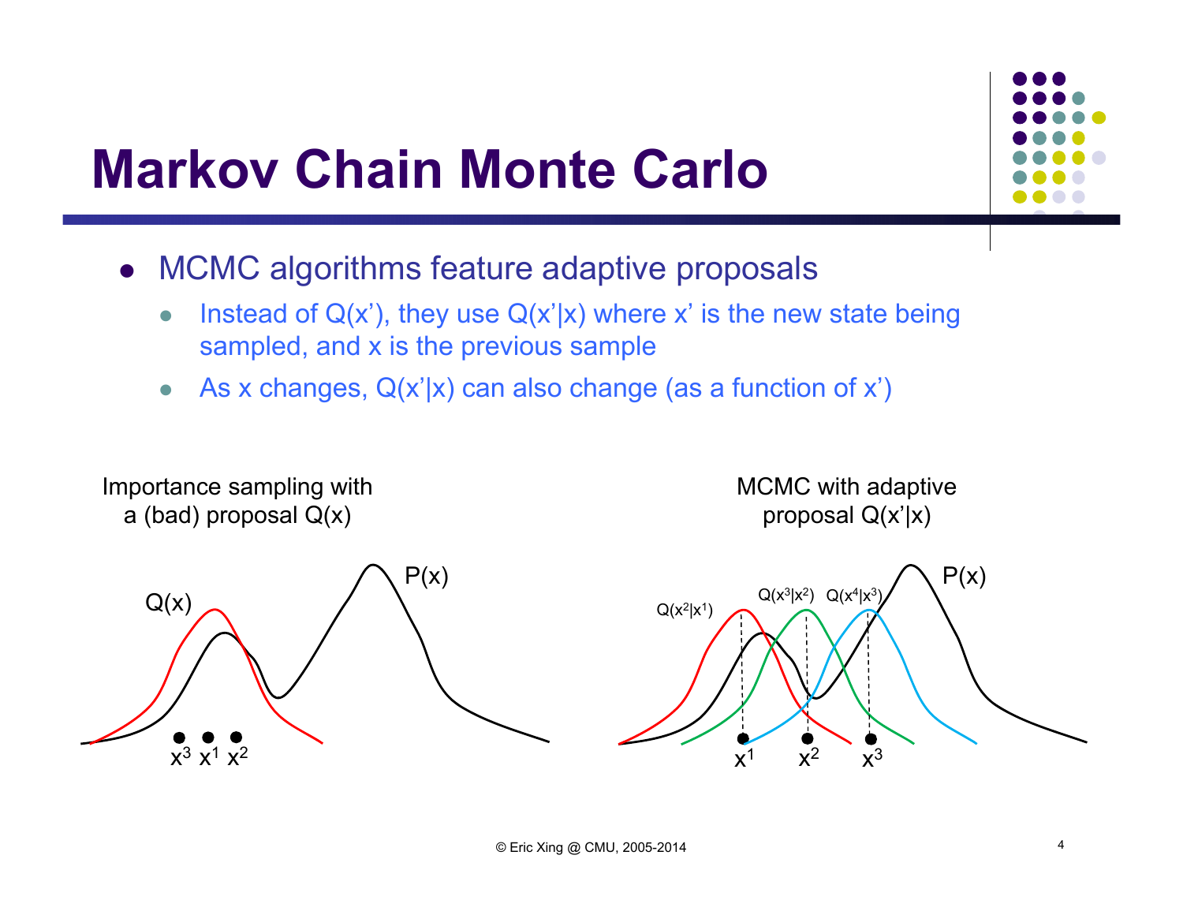# Markov Chain Monte Carlo

- MCMC algorithms feature adaptive proposals
  - Instead of $Q(x')$, they use $Q(x'|x)$ where $x'$ is the new state being sampled, and $x$ is the previous sample
  - As $x$ changes, $Q(x'|x)$ can also change (as a function of $x'$)

Importance sampling with a (bad) proposal $Q(x)$

MCMC with adaptive proposal $Q(x'|x)$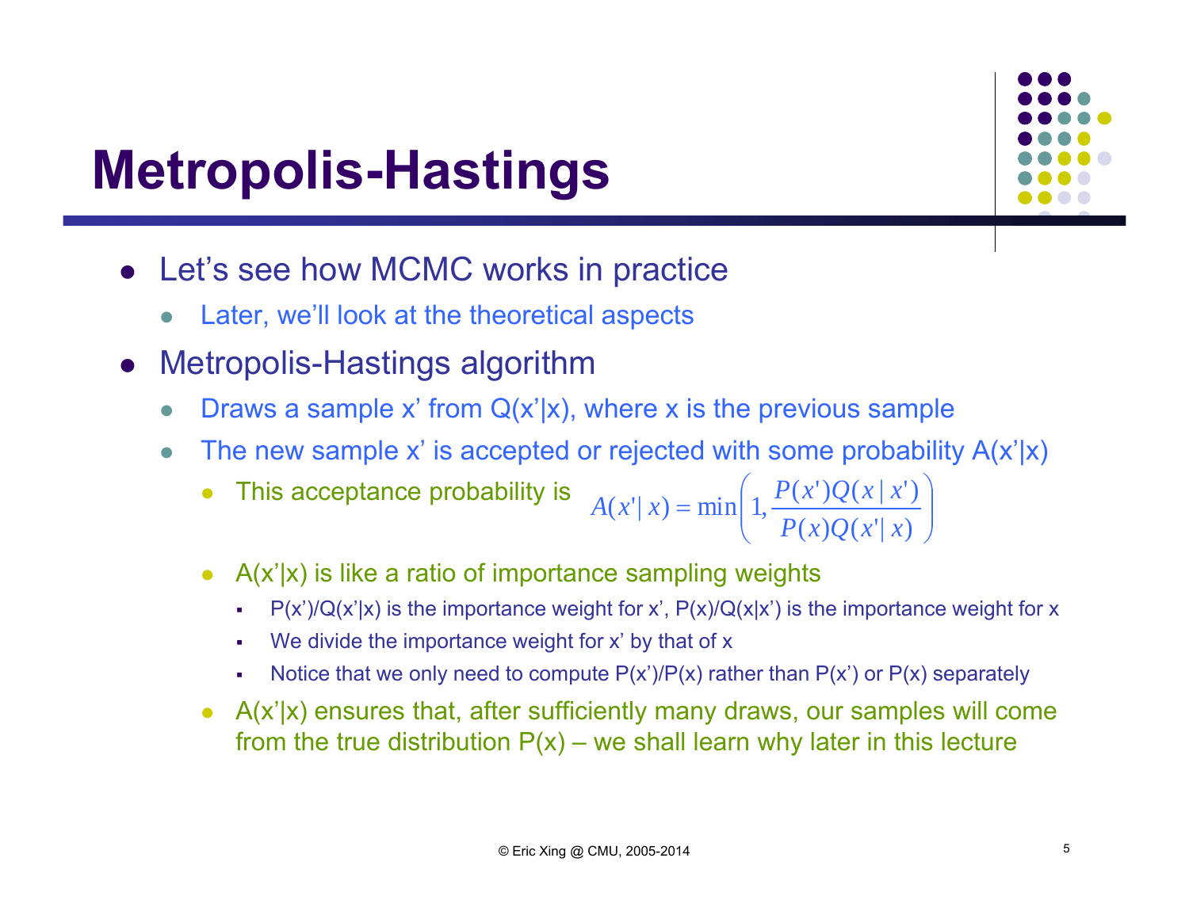# Metropolis-Hastings

- Let's see how MCMC works in practice
  - Later, we'll look at the theoretical aspects
- Metropolis-Hastings algorithm
  - Draws a sample x' from $Q(x'|x)$, where x is the previous sample
  - The new sample x' is accepted or rejected with some probability $A(x'|x)$
    - This acceptance probability is $$A(x'|x) = \min\left(1, \frac{P(x')Q(x|x')}{P(x)Q(x'|x)}\right)$$
    - $A(x'|x)$ is like a ratio of importance sampling weights
      - $P(x')/Q(x'|x)$ is the importance weight for x', $P(x)/Q(x|x')$ is the importance weight for x
      - We divide the importance weight for x' by that of x
      - Notice that we only need to compute $P(x')/P(x)$ rather than $P(x')$ or $P(x)$ separately
    - $A(x'|x)$ ensures that, after sufficiently many draws, our samples will come from the true distribution $P(x)$ – we shall learn why later in this lecture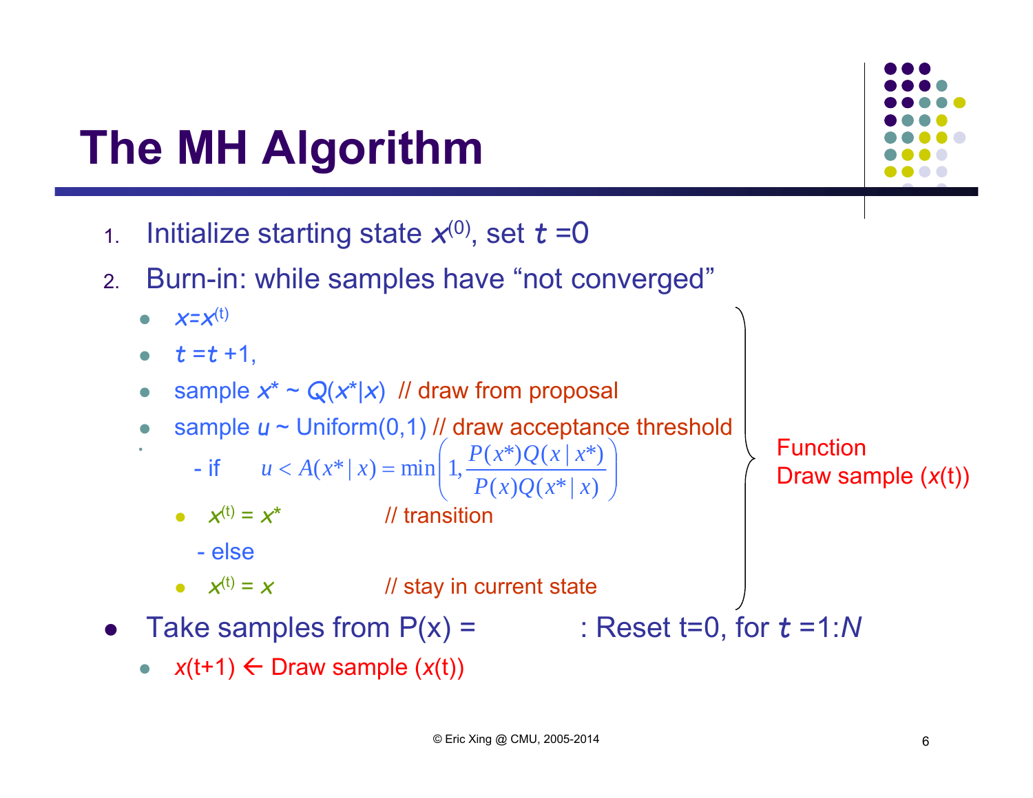# The MH Algorithm

1. Initialize starting state $x^{(0)}$, set $t$ =0
2. Burn-in: while samples have "not converged"
   - $x=x^{(t)}$
   - $t=t+1$,
   - sample $x^* \sim Q(x^*|x)$ // draw from proposal
   - sample $u \sim$ Uniform(0,1) // draw acceptance threshold
     - if $u < A(x^*|x) = \min\left(1, \frac{P(x^*)Q(x|x^*)}{P(x)Q(x^*|x)}\right)$
       - $x^{(t)} = x^*$ // transition
     - else
       - $x^{(t)} = x$ // stay in current state

Function Draw sample ($x$(t))

- Take samples from P(x) = : Reset t=0, for $t$ =1:$N$
  - $x$(t+1) ← Draw sample ($x$(t))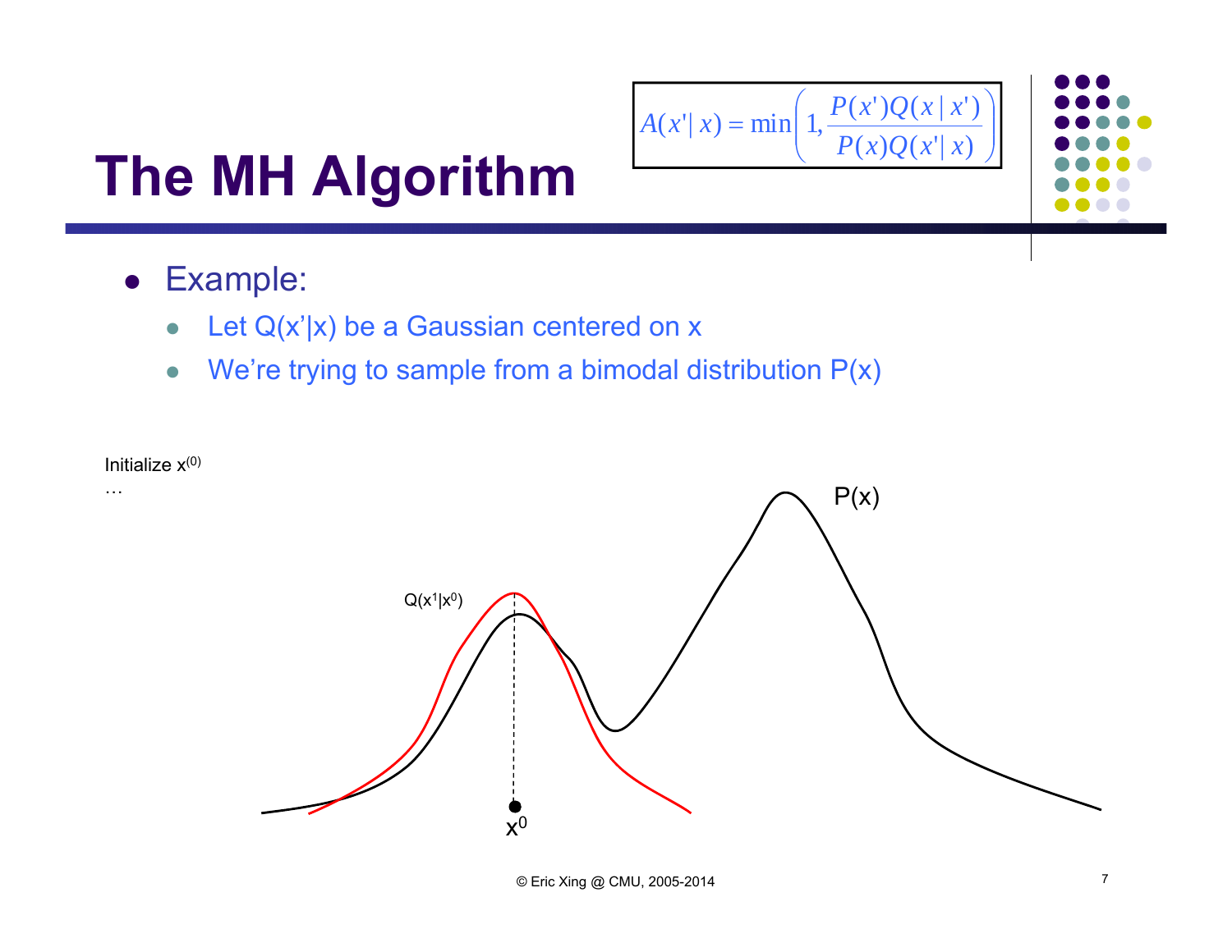# The MH Algorithm

$$A(x'|x) = \min\left(1, \frac{P(x')Q(x|x')}{P(x)Q(x'|x)}\right)$$

- Example:
  - Let Q(x'|x) be a Gaussian centered on x
  - We're trying to sample from a bimodal distribution P(x)

Initialize $x^{(0)}$

…

$Q(x^1|x^0)$

P(x)

$x^0$

© Eric Xing @ CMU, 2005-2014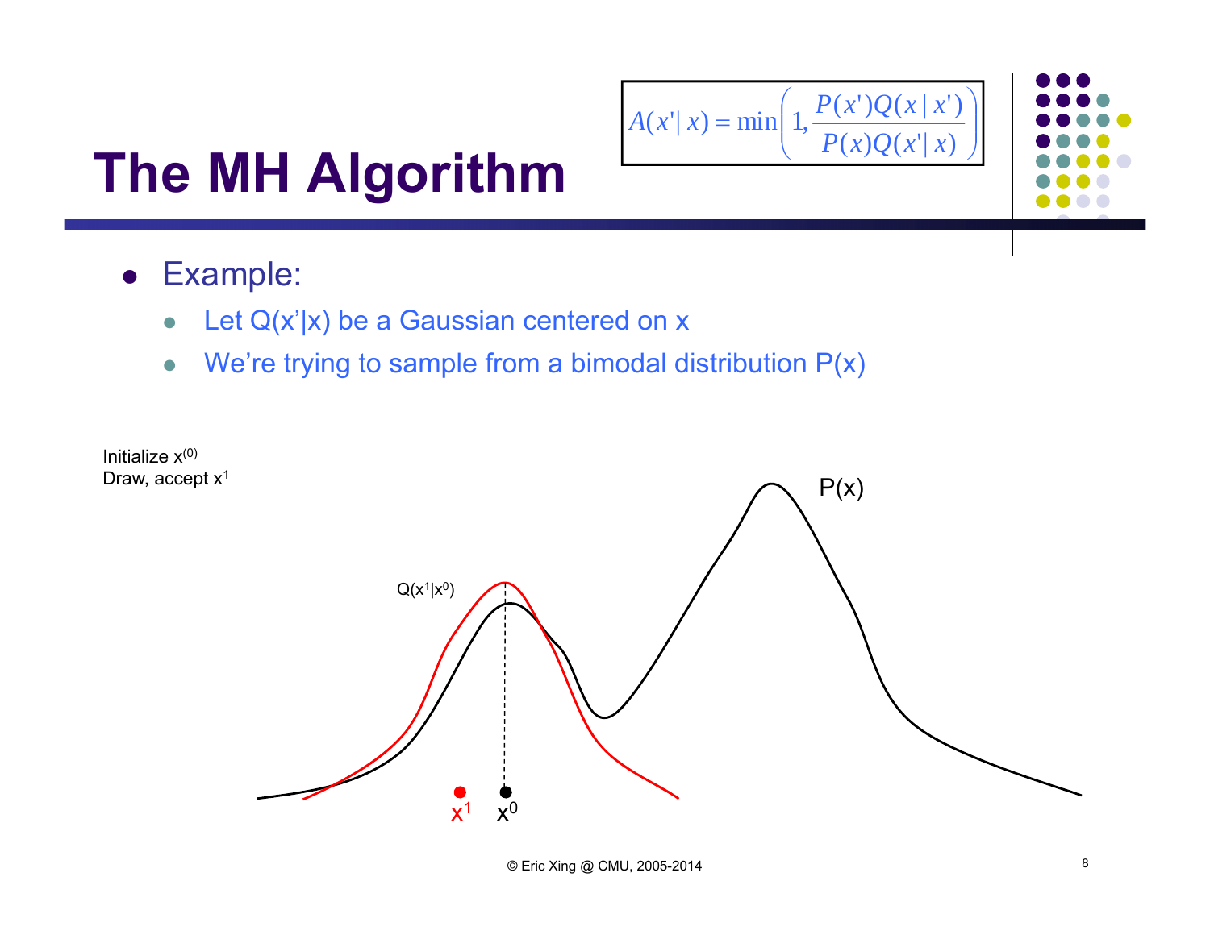# The MH Algorithm

$$A(x'|x) = \min\left(1, \frac{P(x')Q(x|x')}{P(x)Q(x'|x)}\right)$$

- Example:
  - Let Q(x'|x) be a Gaussian centered on x
  - We're trying to sample from a bimodal distribution P(x)

Initialize $x^{(0)}$
Draw, accept $x^1$

$Q(x^1|x^0)$

P(x)

$x^1$ $x^0$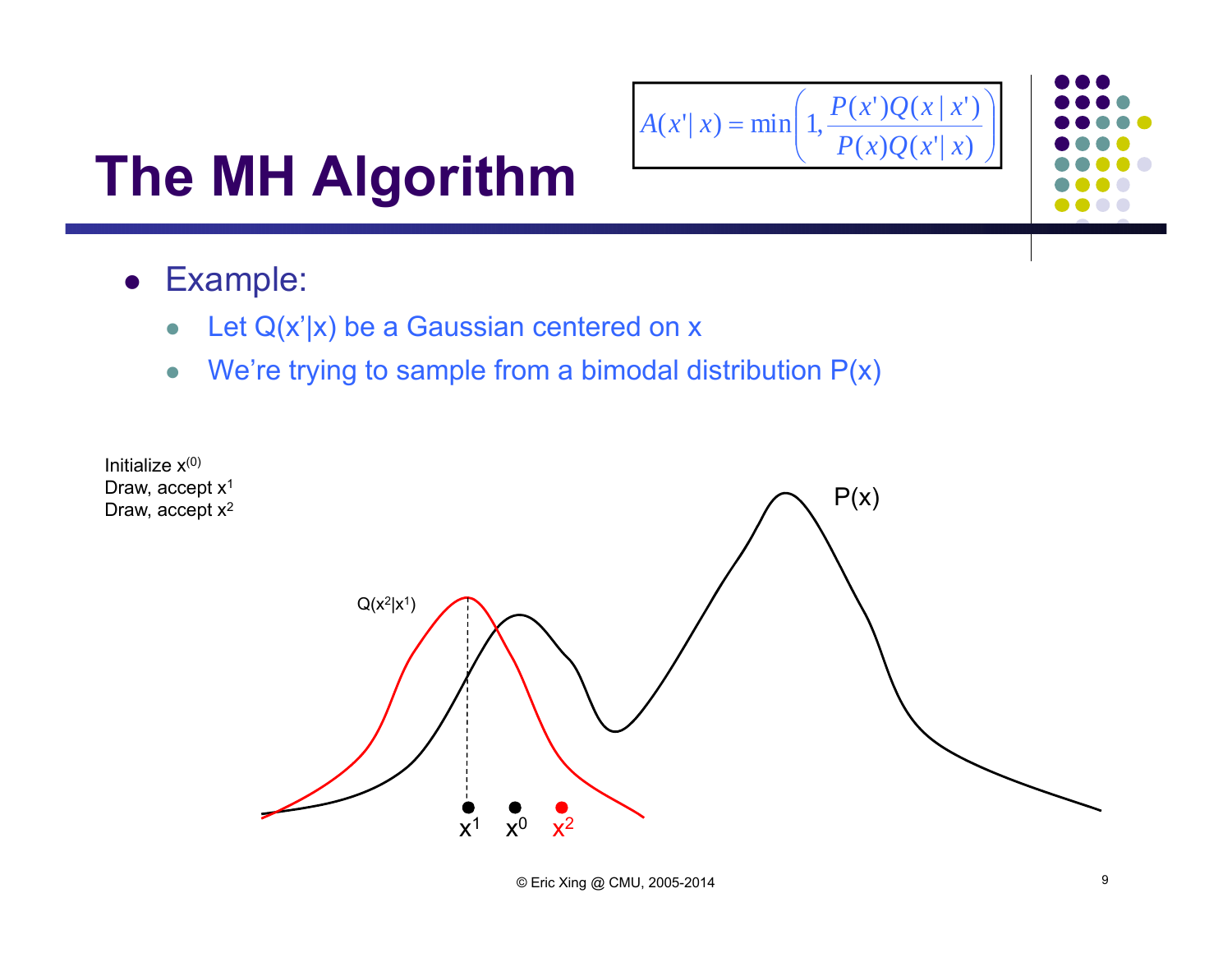# The MH Algorithm

$$A(x'|x) = \min\left(1, \frac{P(x')Q(x|x')}{P(x)Q(x'|x)}\right)$$

- Example:
  - Let $Q(x'|x)$ be a Gaussian centered on x
  - We're trying to sample from a bimodal distribution $P(x)$

Initialize $x^{(0)}$
Draw, accept $x^1$
Draw, accept $x^2$

$Q(x^2|x^1)$

$P(x)$

$x^1$ $x^0$ $x^2$

© Eric Xing @ CMU, 2005-2014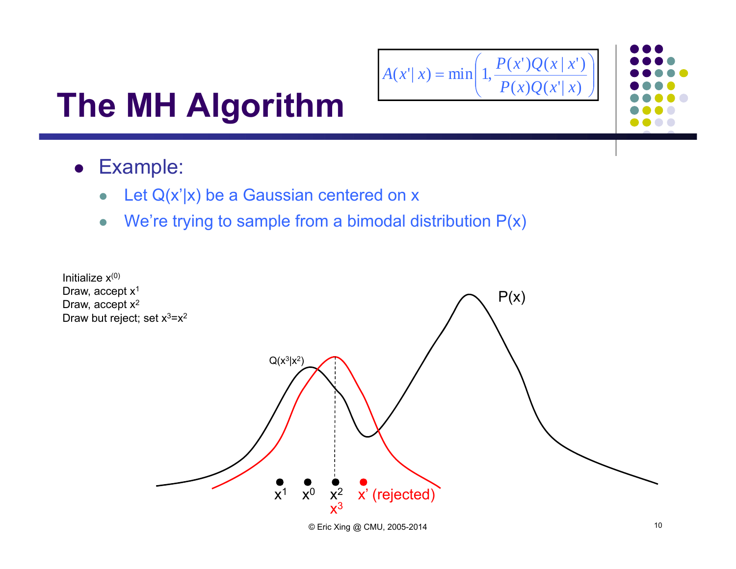# The MH Algorithm

$$A(x'|x) = \min\left(1, \frac{P(x')Q(x|x')}{P(x)Q(x'|x)}\right)$$

- Example:
  - Let Q(x'|x) be a Gaussian centered on x
  - We're trying to sample from a bimodal distribution P(x)

Initialize $x^{(0)}$
Draw, accept $x^1$
Draw, accept $x^2$
Draw but reject; set $x^3=x^2$

$Q(x^3|x^2)$

P(x)

$x^1$ $x^0$ $x^2$ $x^3$ x' (rejected)

© Eric Xing @ CMU, 2005-2014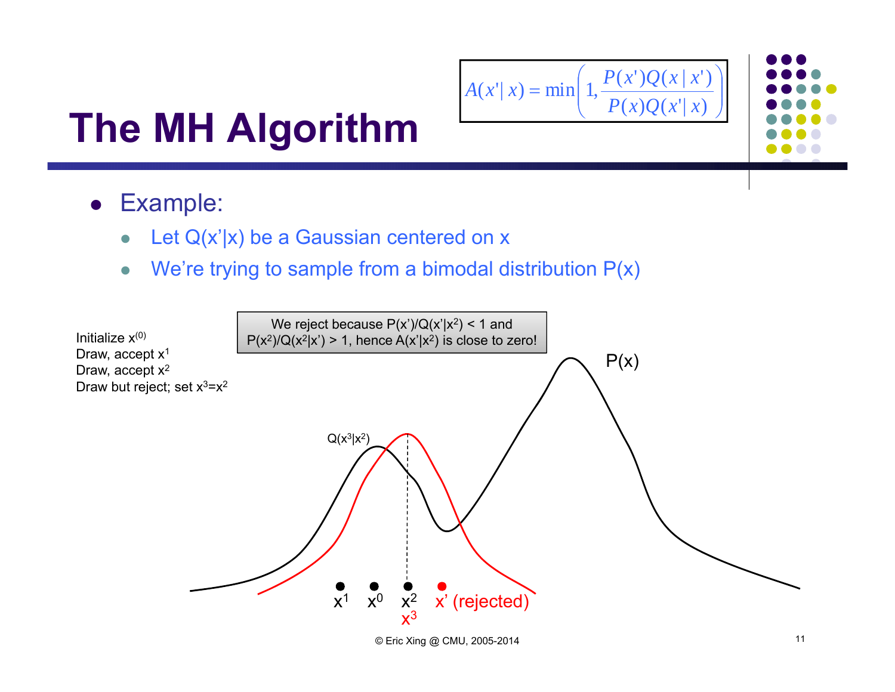# The MH Algorithm

$$A(x'|x) = \min\left(1, \frac{P(x')Q(x|x')}{P(x)Q(x'|x)}\right)$$

- Example:
  - Let Q(x'|x) be a Gaussian centered on x
  - We're trying to sample from a bimodal distribution P(x)

Initialize $x^{(0)}$
Draw, accept $x^1$
Draw, accept $x^2$
Draw but reject; set $x^3=x^2$

We reject because $P(x')/Q(x'|x^2) < 1$ and $P(x^2)/Q(x^2|x') > 1$, hence $A(x'|x^2)$ is close to zero!

$Q(x^3|x^2)$

P(x)

$x^1$ $x^0$ $x^2$ $x^3$ x' (rejected)

© Eric Xing @ CMU, 2005-2014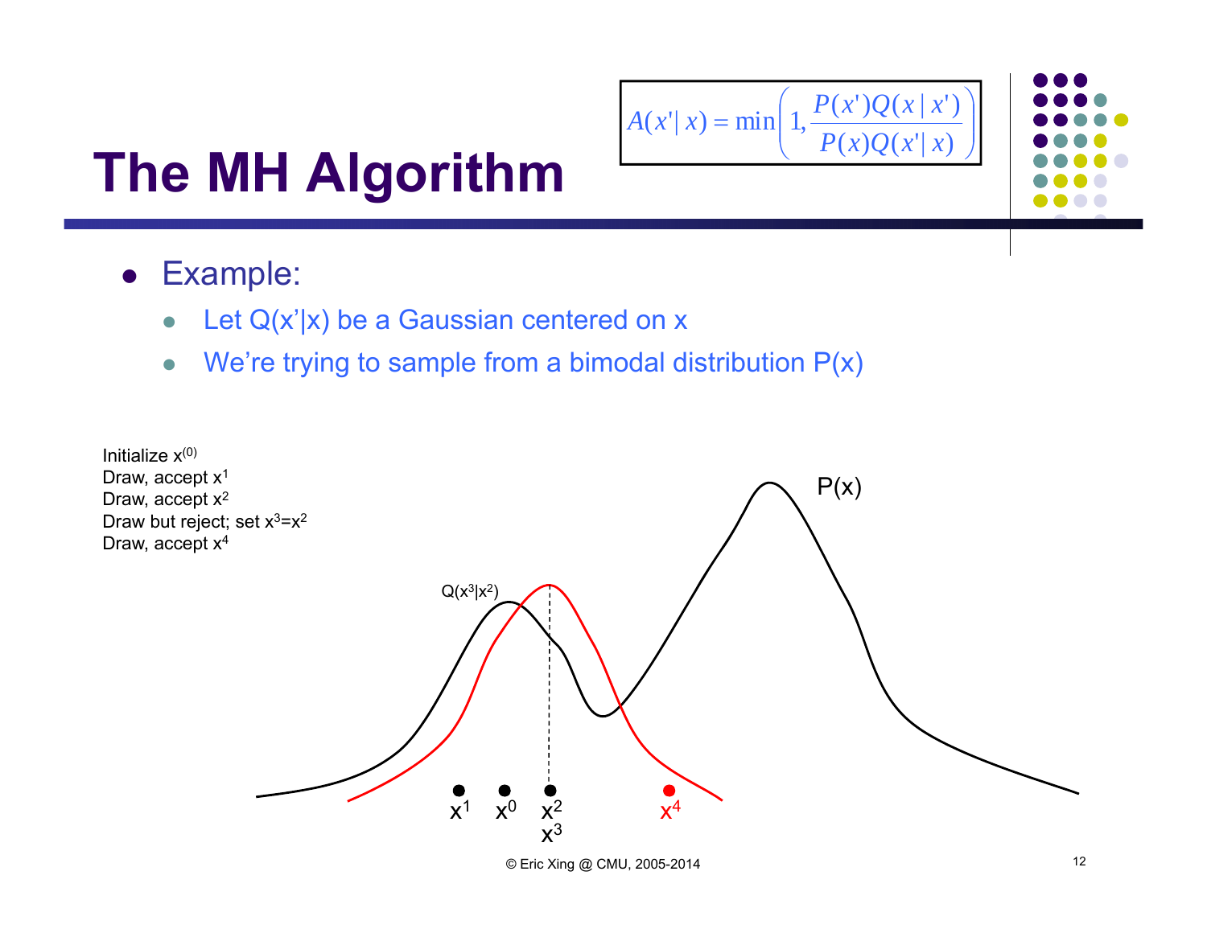# The MH Algorithm

$$A(x'|x) = \min\left(1, \frac{P(x')Q(x|x')}{P(x)Q(x'|x)}\right)$$

- Example:
  - Let Q(x'|x) be a Gaussian centered on x
  - We're trying to sample from a bimodal distribution P(x)

Initialize $x^{(0)}$
Draw, accept $x^1$
Draw, accept $x^2$
Draw but reject; set $x^3=x^2$
Draw, accept $x^4$

$Q(x^3|x^2)$

P(x)

$x^1$ $x^0$ $x^2$ $x^3$ $x^4$

© Eric Xing @ CMU, 2005-2014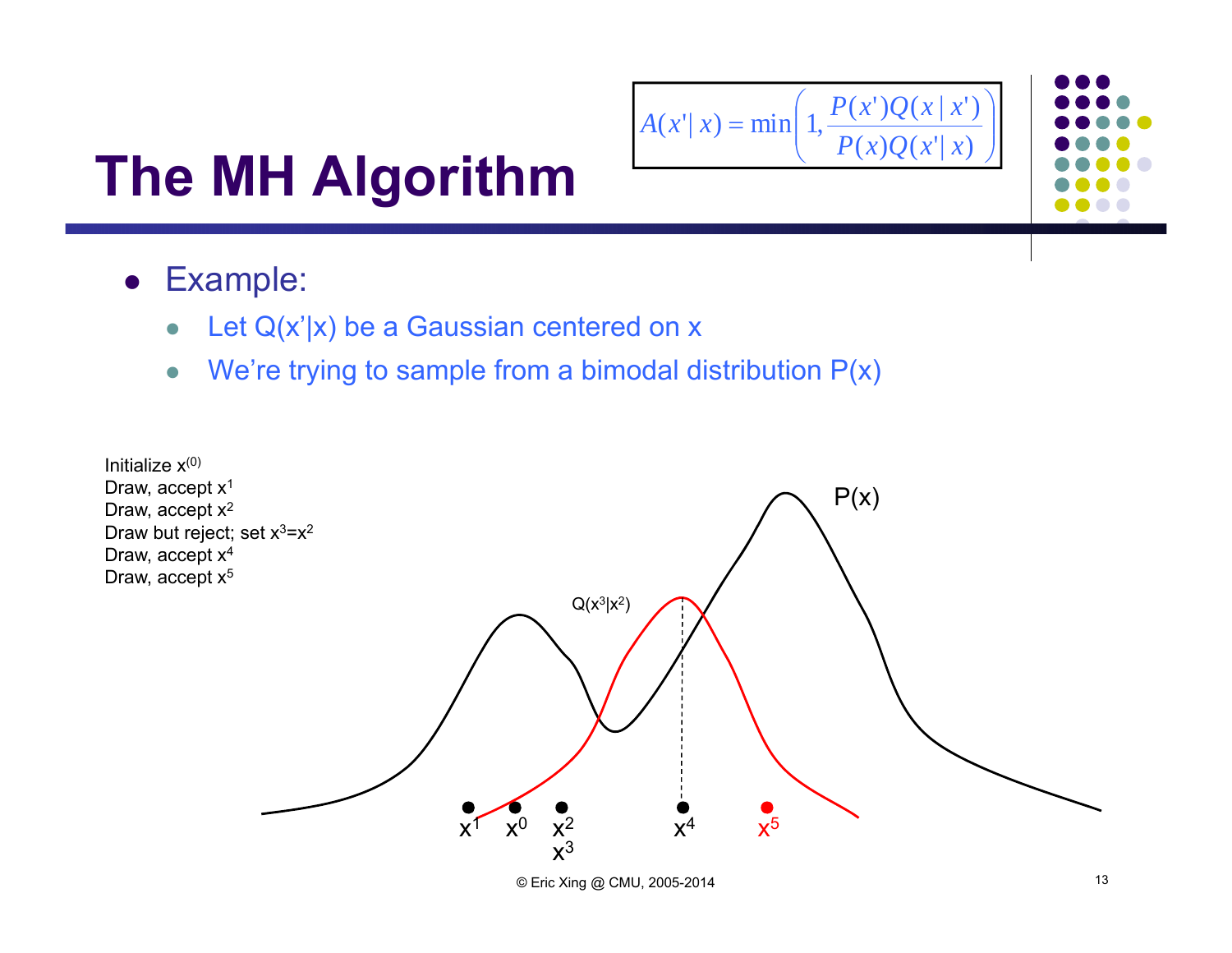# The MH Algorithm

$$A(x'|x) = \min\left(1, \frac{P(x')Q(x|x')}{P(x)Q(x'|x)}\right)$$

- Example:
  - Let Q(x'|x) be a Gaussian centered on x
  - We're trying to sample from a bimodal distribution P(x)

Initialize $x^{(0)}$
Draw, accept $x^1$
Draw, accept $x^2$
Draw but reject; set $x^3=x^2$
Draw, accept $x^4$
Draw, accept $x^5$

$Q(x^3|x^2)$

P(x)

$x^1$ $x^0$ $x^2$ $x^3$ $x^4$ $x^5$

© Eric Xing @ CMU, 2005-2014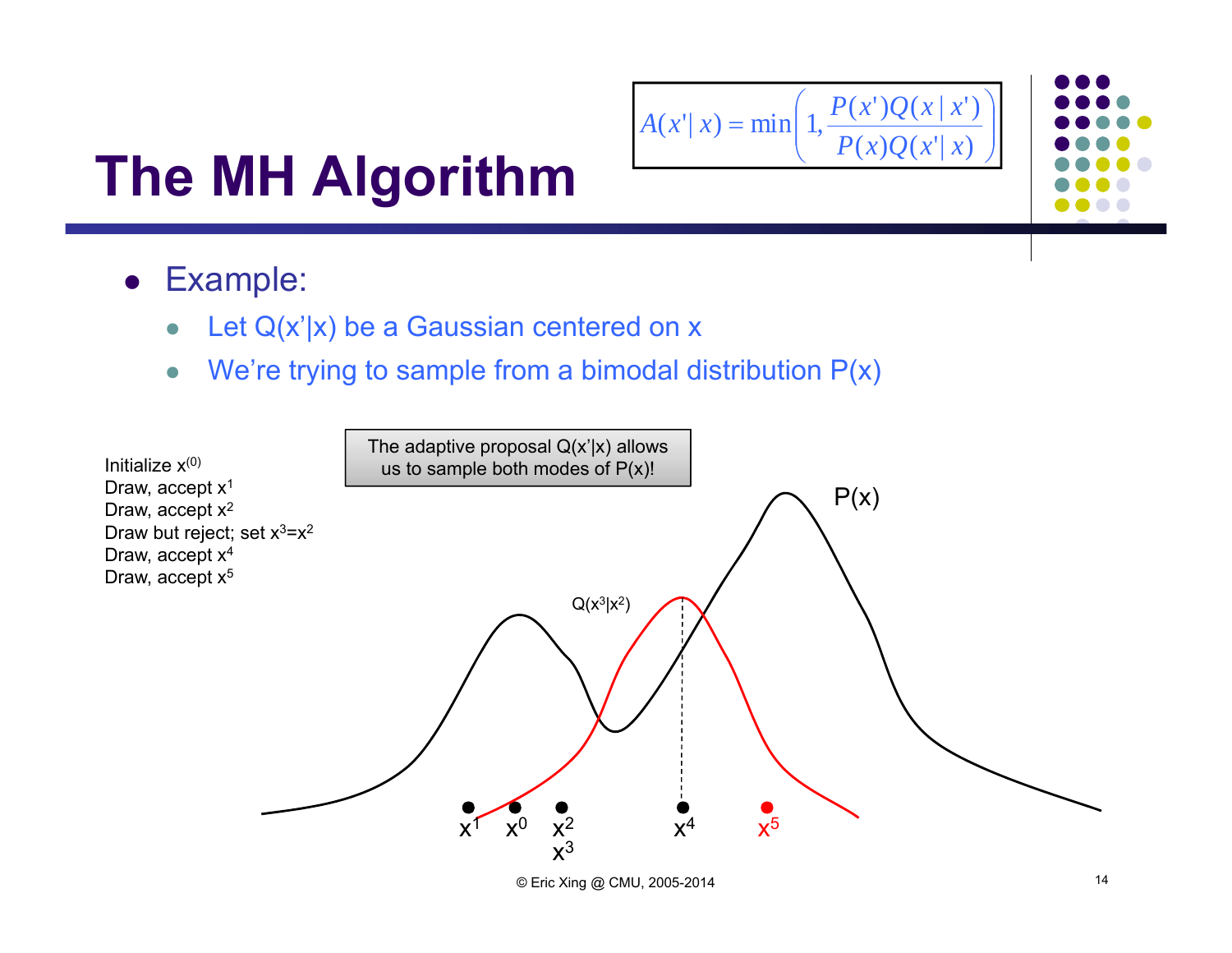# The MH Algorithm

$$A(x'|x) = \min\left(1, \frac{P(x')Q(x|x')}{P(x)Q(x'|x)}\right)$$

- Example:
  - Let Q(x'|x) be a Gaussian centered on x
  - We're trying to sample from a bimodal distribution P(x)

Initialize $x^{(0)}$
Draw, accept $x^1$
Draw, accept $x^2$
Draw but reject; set $x^3=x^2$
Draw, accept $x^4$
Draw, accept $x^5$

The adaptive proposal Q(x'|x) allows us to sample both modes of P(x)!

P(x)

$Q(x^3|x^2)$

$x^1$ $x^0$ $x^2$ $x^3$ $x^4$ $x^5$

© Eric Xing @ CMU, 2005-2014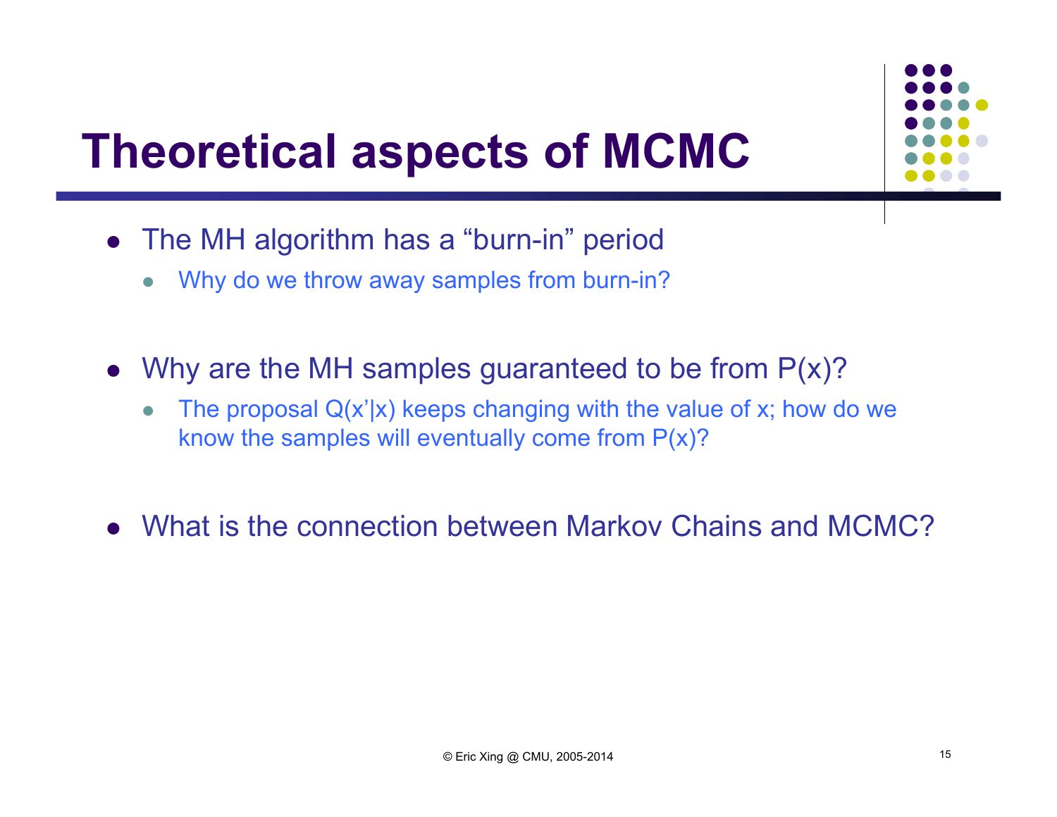# Theoretical aspects of MCMC

- The MH algorithm has a "burn-in" period
  - Why do we throw away samples from burn-in?
- Why are the MH samples guaranteed to be from $P(x)$?
  - The proposal $Q(x'|x)$ keeps changing with the value of $x$; how do we know the samples will eventually come from $P(x)$?
- What is the connection between Markov Chains and MCMC?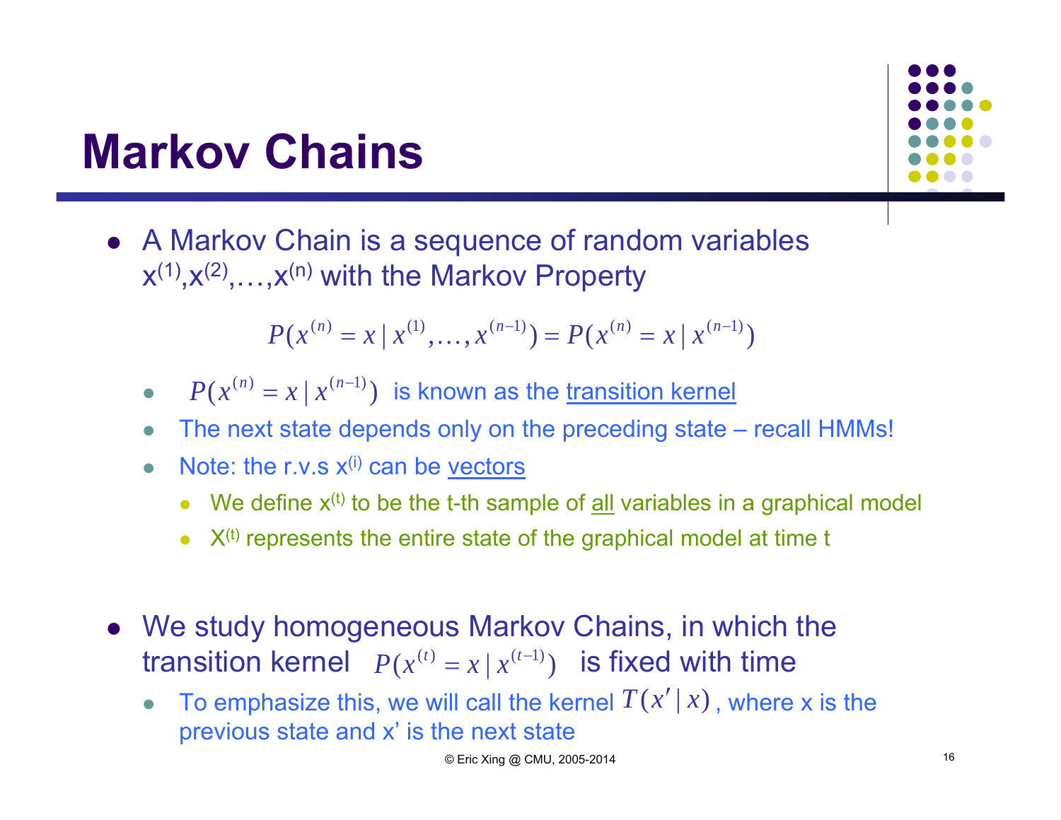# Markov Chains

- A Markov Chain is a sequence of random variables $x^{(1)}, x^{(2)}, \ldots, x^{(n)}$ with the Markov Property

$$P(x^{(n)} = x \mid x^{(1)}, \ldots, x^{(n-1)}) = P(x^{(n)} = x \mid x^{(n-1)})$$

  - $P(x^{(n)} = x \mid x^{(n-1)})$ is known as the transition kernel
  - The next state depends only on the preceding state – recall HMMs!
  - Note: the r.v.s $x^{(i)}$ can be vectors
    - We define $x^{(t)}$ to be the t-th sample of all variables in a graphical model
    - $X^{(t)}$ represents the entire state of the graphical model at time t

- We study homogeneous Markov Chains, in which the transition kernel $P(x^{(t)} = x \mid x^{(t-1)})$ is fixed with time
  - To emphasize this, we will call the kernel $T(x' \mid x)$, where x is the previous state and x' is the next state

© Eric Xing @ CMU, 2005-2014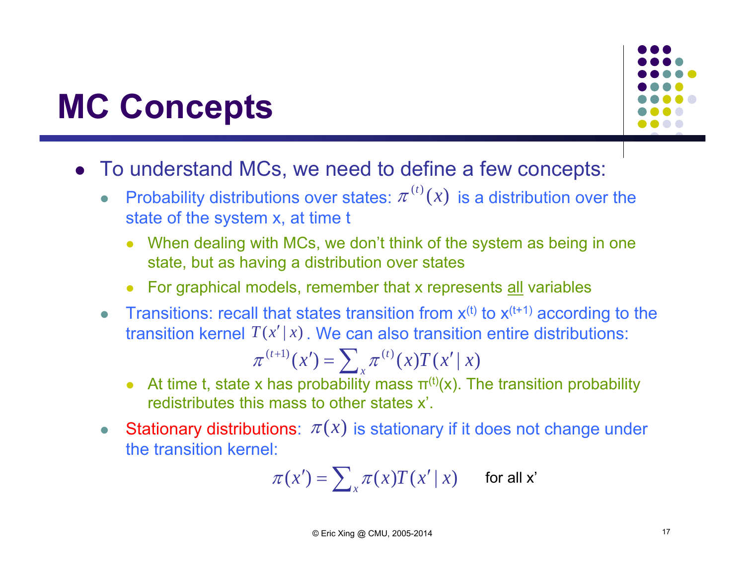# MC Concepts

- To understand MCs, we need to define a few concepts:
  - Probability distributions over states: $\pi^{(t)}(x)$ is a distribution over the state of the system x, at time t
    - When dealing with MCs, we don't think of the system as being in one state, but as having a distribution over states
    - For graphical models, remember that x represents <u>all</u> variables
  - Transitions: recall that states transition from $x^{(t)}$ to $x^{(t+1)}$ according to the transition kernel $T(x' \mid x)$. We can also transition entire distributions:

$$\pi^{(t+1)}(x') = \sum_x \pi^{(t)}(x) T(x' \mid x)$$

    - At time t, state x has probability mass $\pi^{(t)}(x)$. The transition probability redistributes this mass to other states x'.
  - Stationary distributions: $\pi(x)$ is stationary if it does not change under the transition kernel:

$$\pi(x') = \sum_x \pi(x) T(x' \mid x) \quad \text{for all } x'$$

© Eric Xing @ CMU, 2005-2014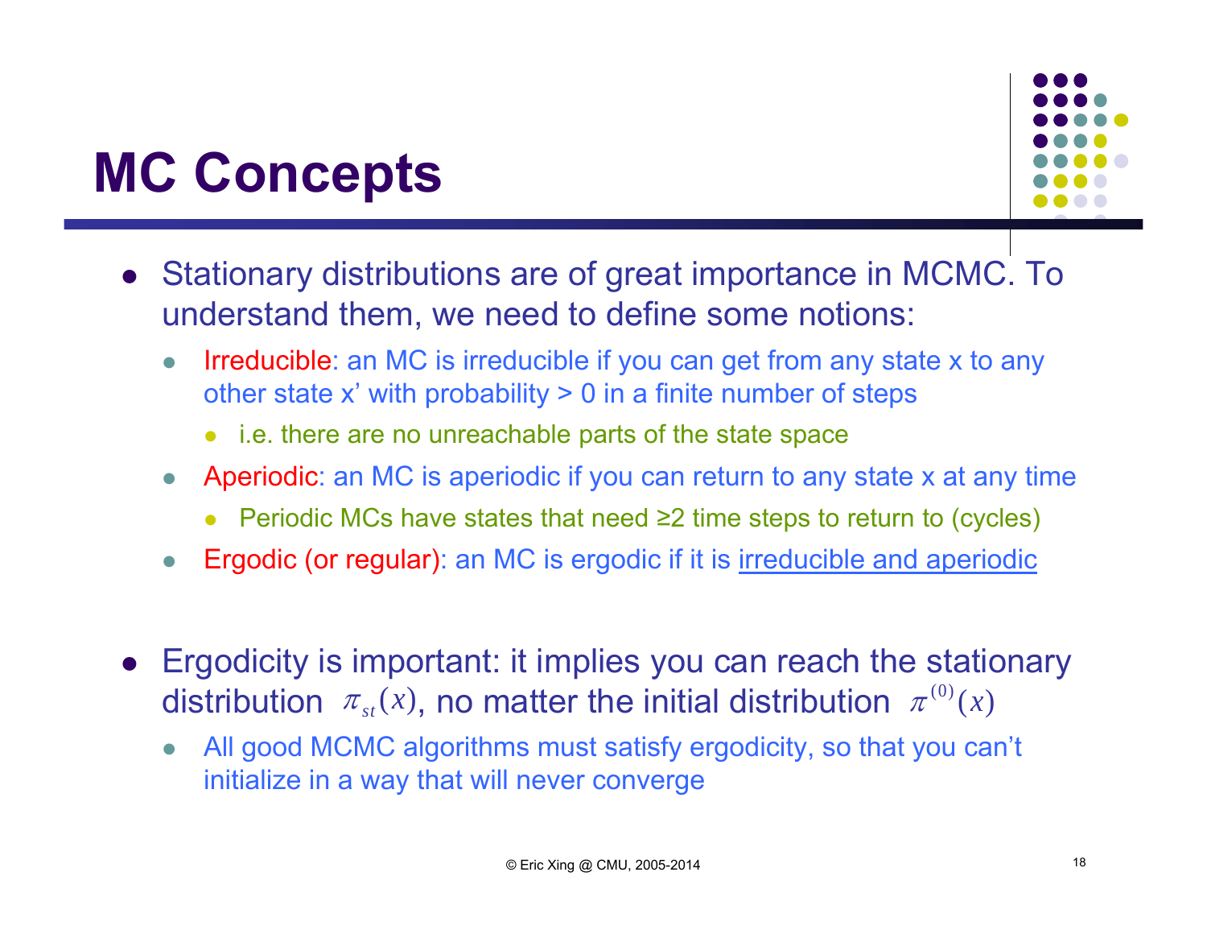# MC Concepts

- Stationary distributions are of great importance in MCMC. To understand them, we need to define some notions:
  - Irreducible: an MC is irreducible if you can get from any state x to any other state x' with probability > 0 in a finite number of steps
    - i.e. there are no unreachable parts of the state space
  - Aperiodic: an MC is aperiodic if you can return to any state x at any time
    - Periodic MCs have states that need ≥2 time steps to return to (cycles)
  - Ergodic (or regular): an MC is ergodic if it is <u>irreducible and aperiodic</u>

- Ergodicity is important: it implies you can reach the stationary distribution $\pi_{st}(x)$, no matter the initial distribution $\pi^{(0)}(x)$
  - All good MCMC algorithms must satisfy ergodicity, so that you can't initialize in a way that will never converge

© Eric Xing @ CMU, 2005-2014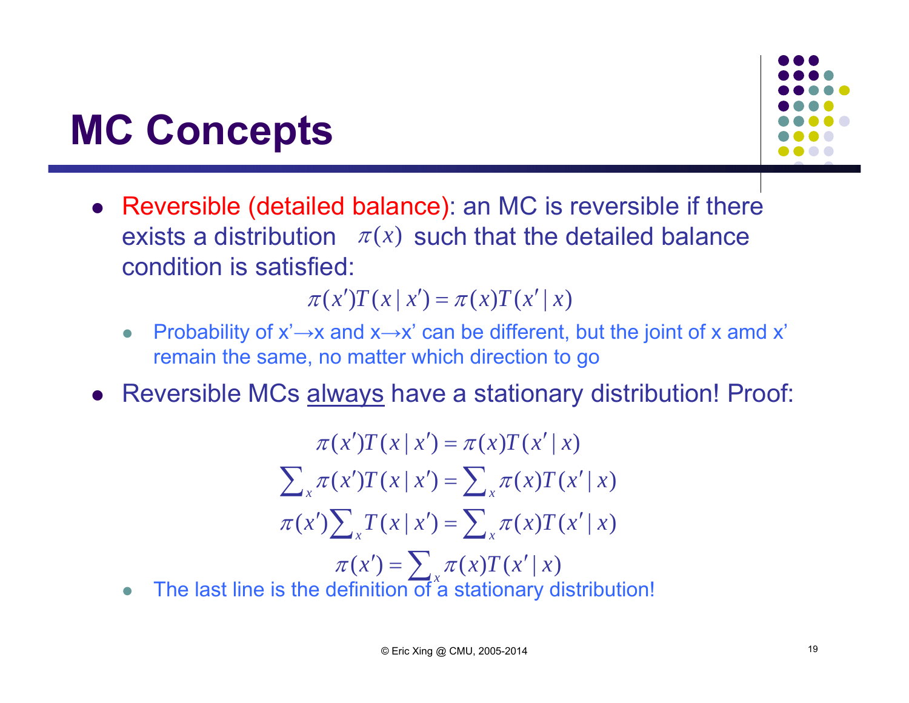# MC Concepts

- Reversible (detailed balance): an MC is reversible if there exists a distribution $\pi(x)$ such that the detailed balance condition is satisfied:

$$\pi(x')T(x \mid x') = \pi(x)T(x' \mid x)$$

  - Probability of x'→x and x→x' can be different, but the joint of x amd x' remain the same, no matter which direction to go

- Reversible MCs always have a stationary distribution! Proof:

$$\pi(x')T(x \mid x') = \pi(x)T(x' \mid x)$$

$$\sum_x \pi(x')T(x \mid x') = \sum_x \pi(x)T(x' \mid x)$$

$$\pi(x')\sum_x T(x \mid x') = \sum_x \pi(x)T(x' \mid x)$$

$$\pi(x') = \sum_x \pi(x)T(x' \mid x)$$

  - The last line is the definition of a stationary distribution!

© Eric Xing @ CMU, 2005-2014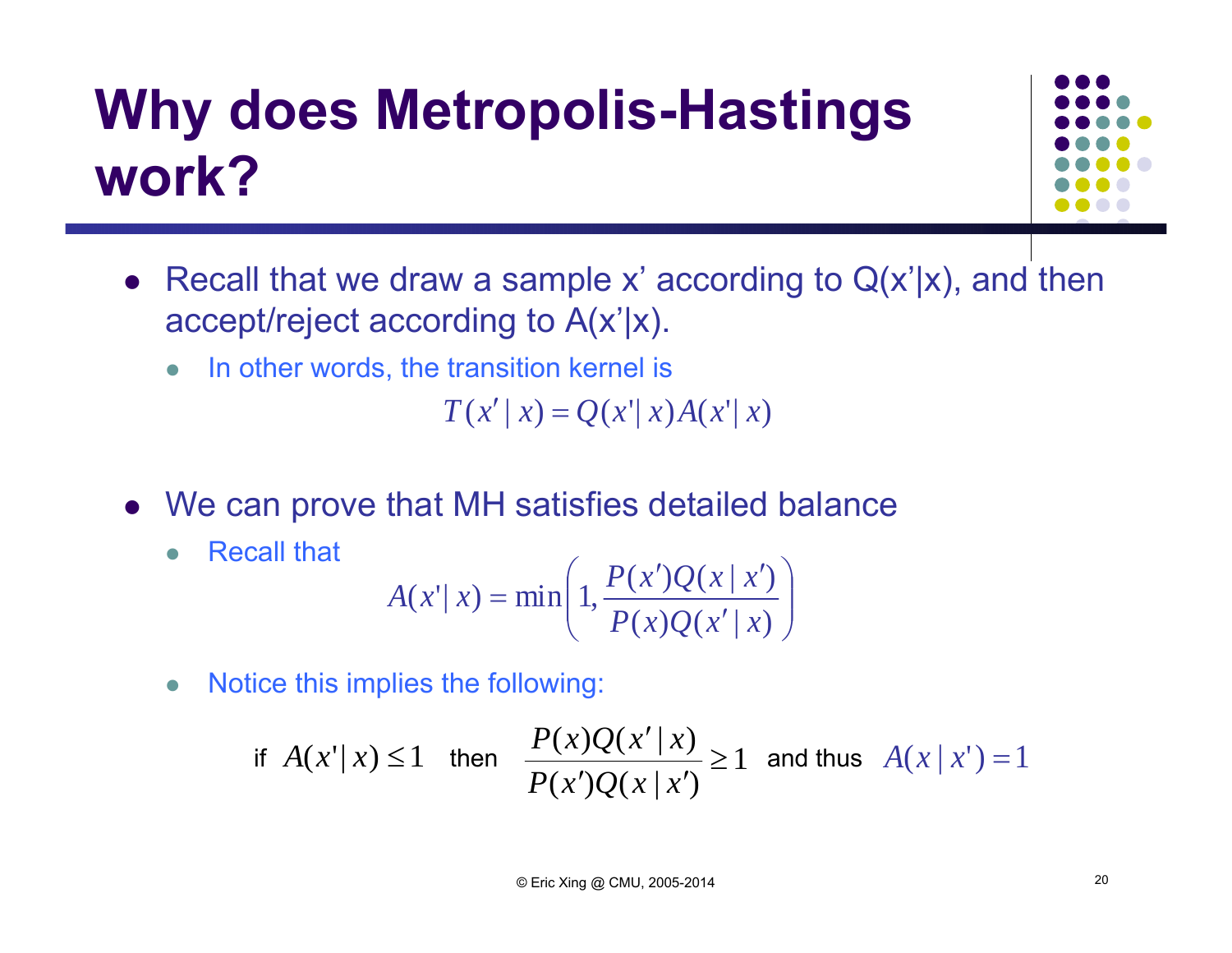# Why does Metropolis-Hastings work?

- Recall that we draw a sample x' according to Q(x'|x), and then accept/reject according to A(x'|x).
  - In other words, the transition kernel is

$$T(x' \mid x) = Q(x' \mid x) A(x' \mid x)$$

- We can prove that MH satisfies detailed balance
  - Recall that

$$A(x' \mid x) = \min\left(1, \frac{P(x')Q(x \mid x')}{P(x)Q(x' \mid x)}\right)$$

  - Notice this implies the following:

if $A(x' \mid x) \leq 1$ then $\dfrac{P(x)Q(x' \mid x)}{P(x')Q(x \mid x')} \geq 1$ and thus $A(x \mid x') = 1$

© Eric Xing @ CMU, 2005-2014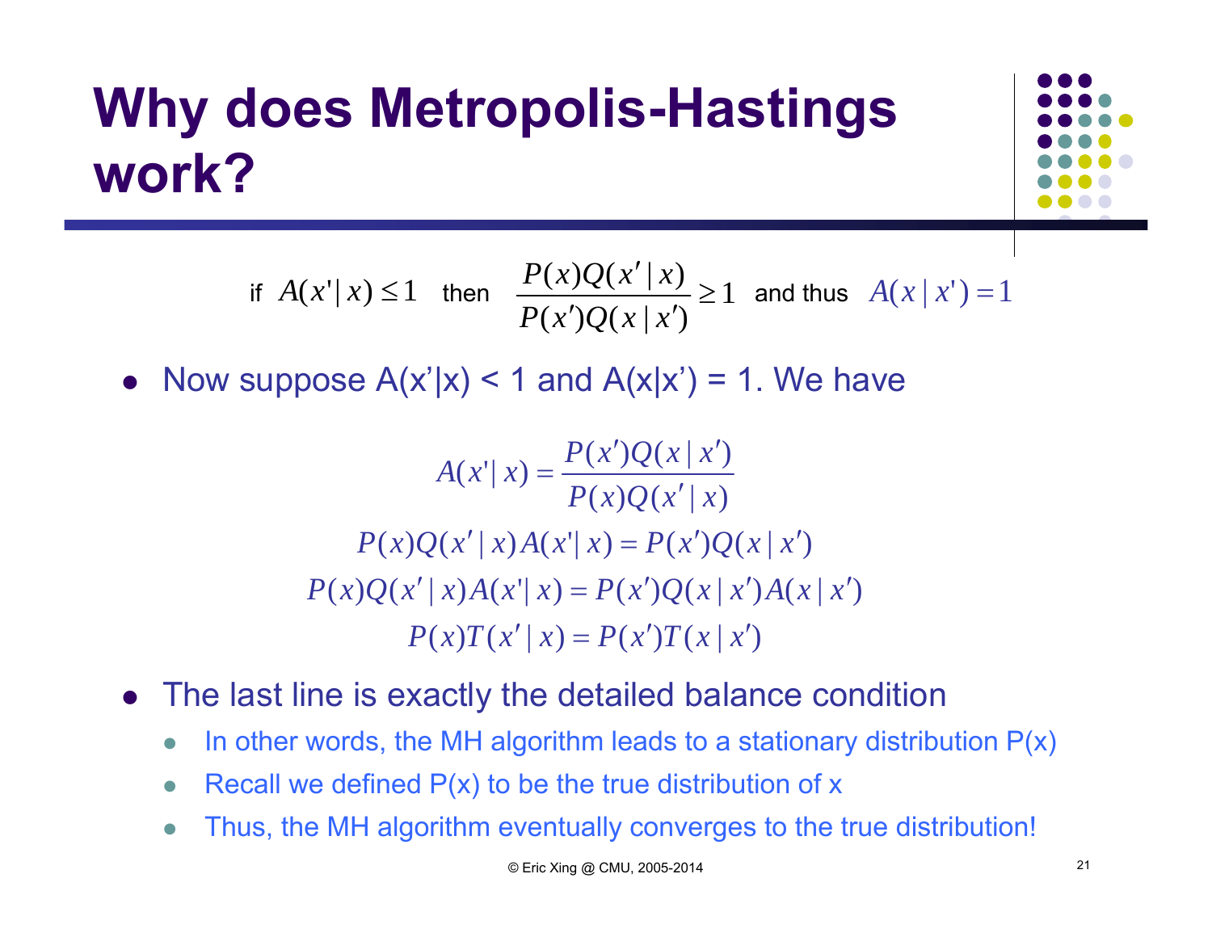# Why does Metropolis-Hastings work?

if $A(x'|x) \leq 1$ then $\dfrac{P(x)Q(x'|x)}{P(x')Q(x|x')} \geq 1$ and thus $A(x|x') = 1$

- Now suppose A(x'|x) < 1 and A(x|x') = 1. We have

$$A(x'|x) = \frac{P(x')Q(x|x')}{P(x)Q(x'|x)}$$

$$P(x)Q(x'|x)A(x'|x) = P(x')Q(x|x')$$

$$P(x)Q(x'|x)A(x'|x) = P(x')Q(x|x')A(x|x')$$

$$P(x)T(x'|x) = P(x')T(x|x')$$

- The last line is exactly the detailed balance condition
  - In other words, the MH algorithm leads to a stationary distribution P(x)
  - Recall we defined P(x) to be the true distribution of x
  - Thus, the MH algorithm eventually converges to the true distribution!

© Eric Xing @ CMU, 2005-2014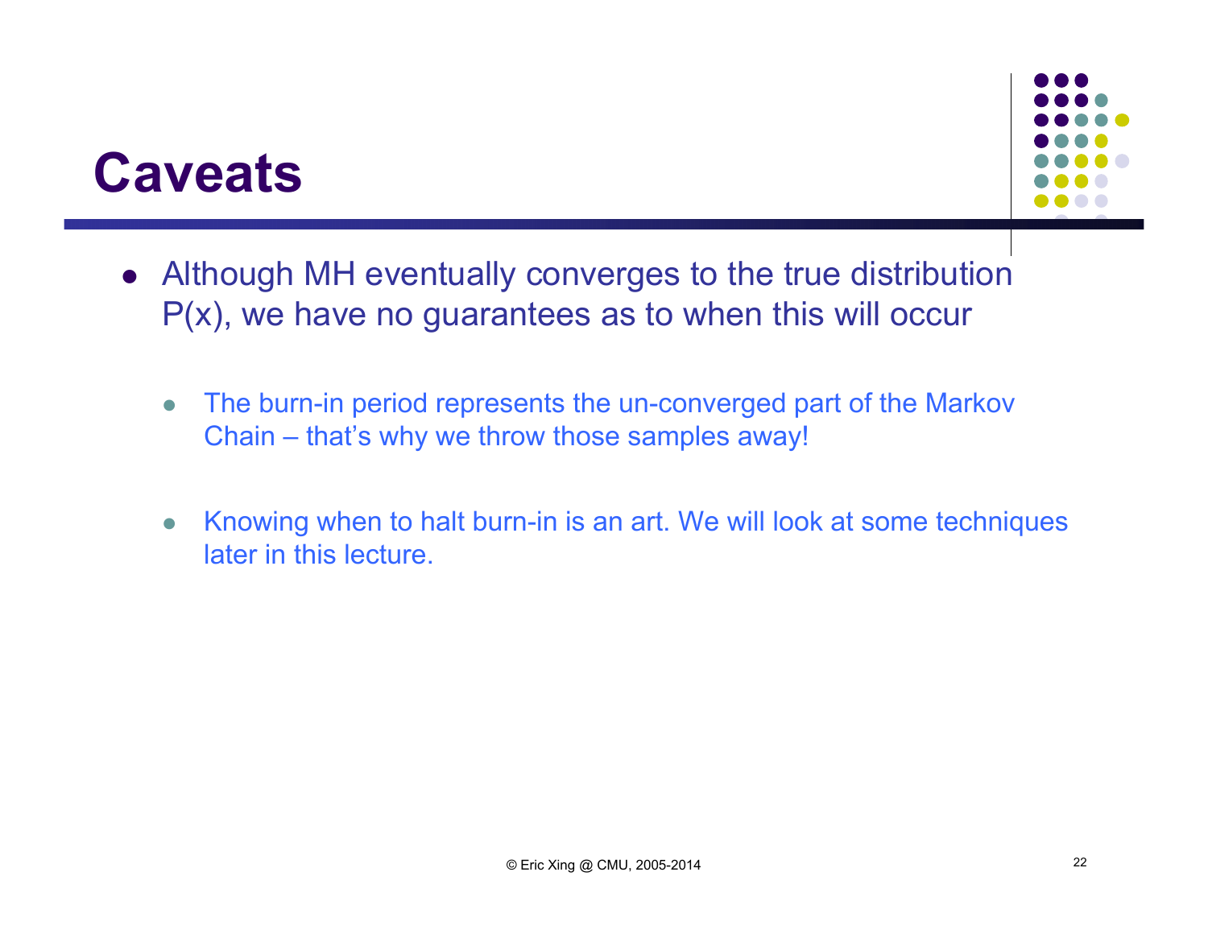# Caveats

- Although MH eventually converges to the true distribution P(x), we have no guarantees as to when this will occur
  - The burn-in period represents the un-converged part of the Markov Chain – that's why we throw those samples away!
  - Knowing when to halt burn-in is an art. We will look at some techniques later in this lecture.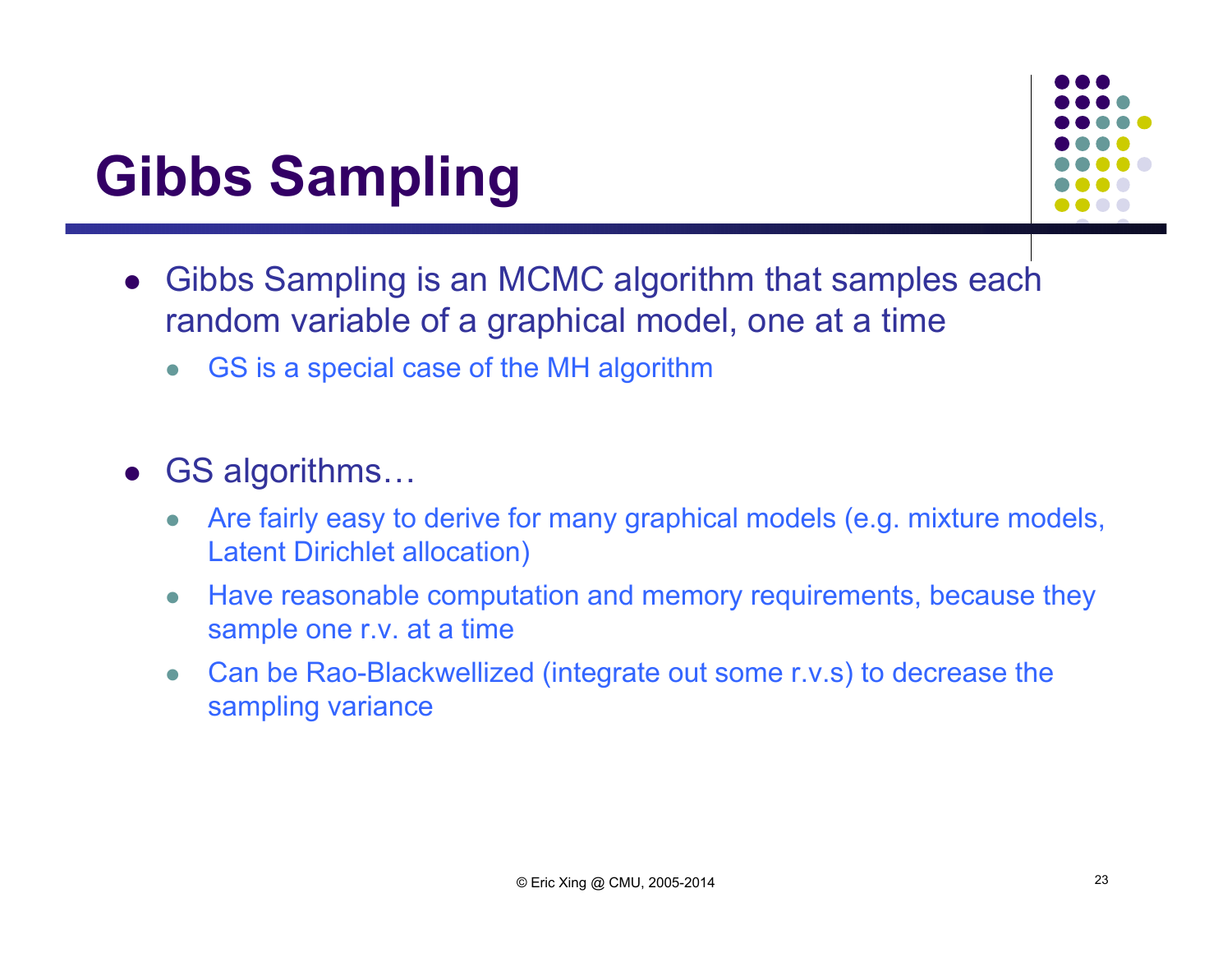# Gibbs Sampling

- Gibbs Sampling is an MCMC algorithm that samples each random variable of a graphical model, one at a time
  - GS is a special case of the MH algorithm

- GS algorithms…
  - Are fairly easy to derive for many graphical models (e.g. mixture models, Latent Dirichlet allocation)
  - Have reasonable computation and memory requirements, because they sample one r.v. at a time
  - Can be Rao-Blackwellized (integrate out some r.v.s) to decrease the sampling variance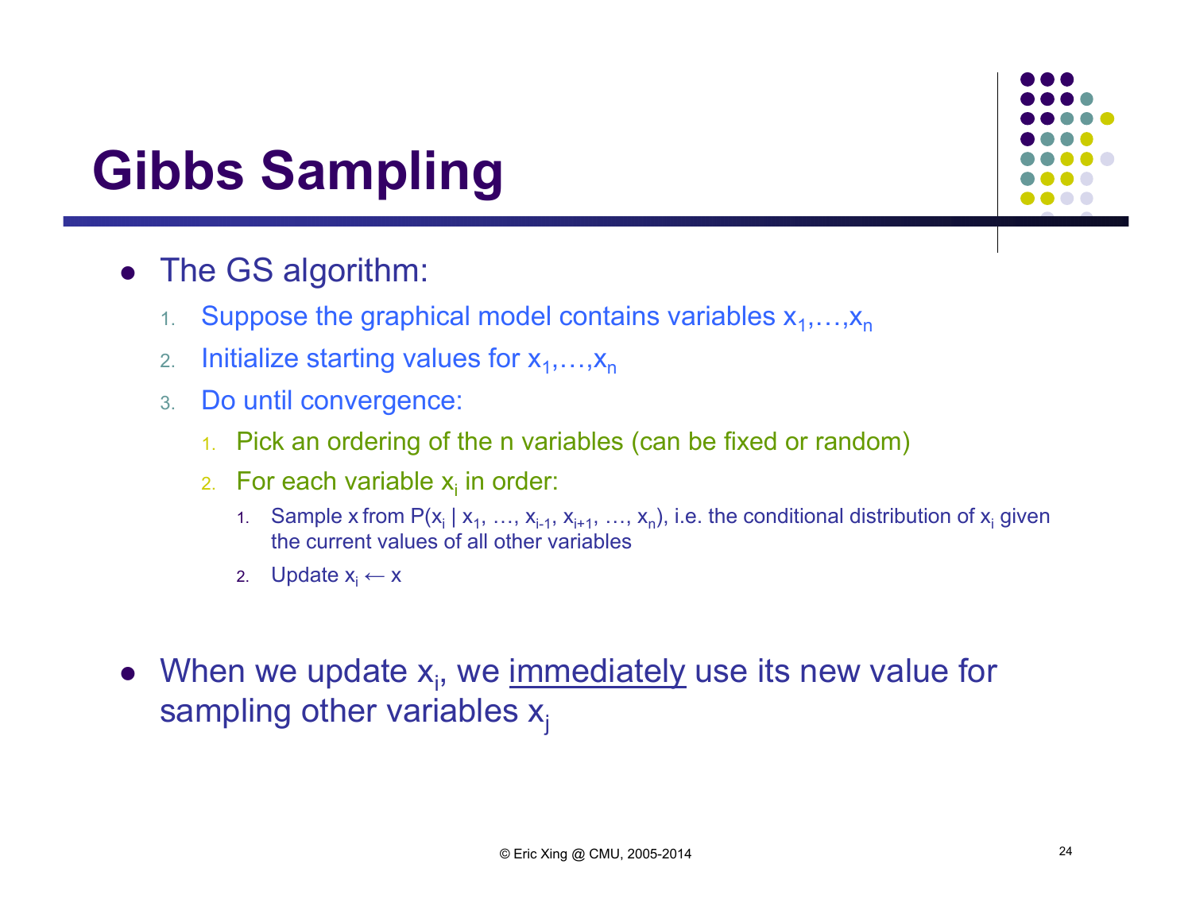# Gibbs Sampling

- The GS algorithm:
  1. Suppose the graphical model contains variables $x_1,\ldots,x_n$
  2. Initialize starting values for $x_1,\ldots,x_n$
  3. Do until convergence:
     1. Pick an ordering of the n variables (can be fixed or random)
     2. For each variable $x_i$ in order:
        1. Sample x from $P(x_i \mid x_1, \ldots, x_{i-1}, x_{i+1}, \ldots, x_n)$, i.e. the conditional distribution of $x_i$ given the current values of all other variables
        2. Update $x_i \leftarrow x$

- When we update $x_i$, we <u>immediately</u> use its new value for sampling other variables $x_j$

© Eric Xing @ CMU, 2005-2014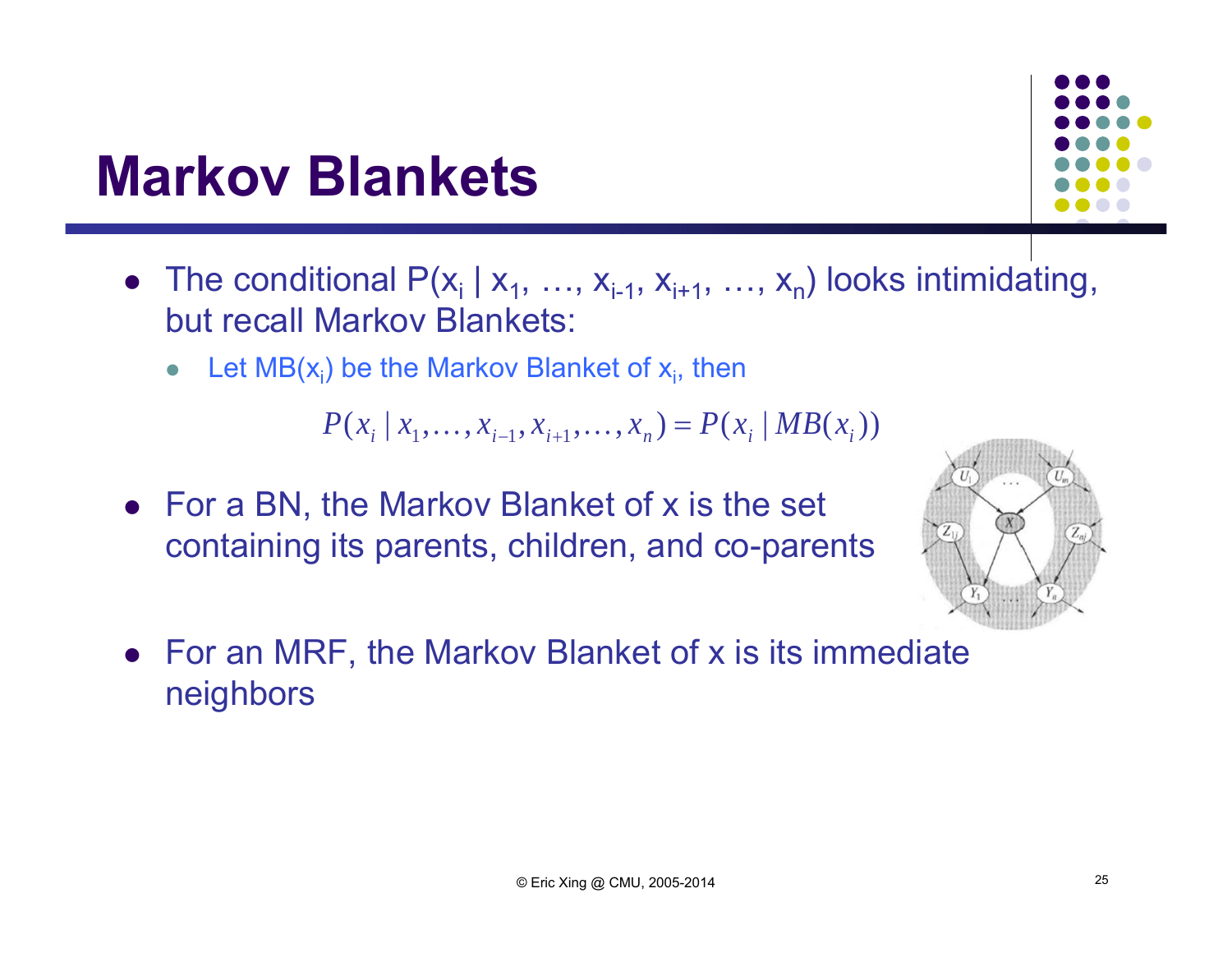# Markov Blankets

- The conditional $P(x_i \mid x_1, \ldots, x_{i-1}, x_{i+1}, \ldots, x_n)$ looks intimidating, but recall Markov Blankets:
  - Let $MB(x_i)$ be the Markov Blanket of $x_i$, then

$$P(x_i \mid x_1, \ldots, x_{i-1}, x_{i+1}, \ldots, x_n) = P(x_i \mid MB(x_i))$$

- For a BN, the Markov Blanket of x is the set containing its parents, children, and co-parents
- For an MRF, the Markov Blanket of x is its immediate neighbors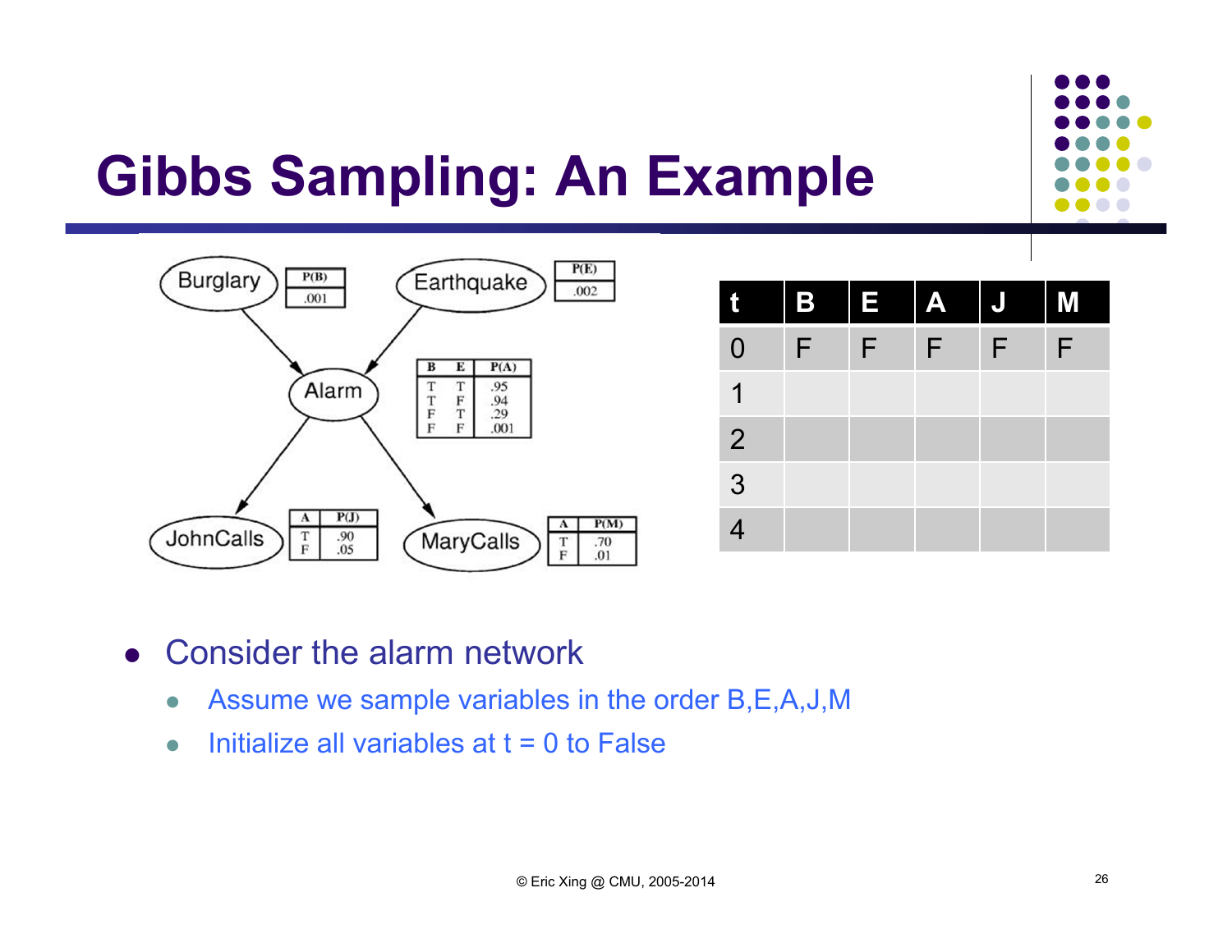# Gibbs Sampling: An Example

Burglary

| P(B) |
|---|
| .001 |

Earthquake

| P(E) |
|---|
| .002 |

Alarm

| B | E | P(A) |
|---|---|---|
| T | T | .95 |
| T | F | .94 |
| F | T | .29 |
| F | F | .001 |

JohnCalls

| A | P(J) |
|---|---|
| T | .90 |
| F | .05 |

MaryCalls

| A | P(M) |
|---|---|
| T | .70 |
| F | .01 |

| t | B | E | A | J | M |
|---|---|---|---|---|---|
| 0 | F | F | F | F | F |
| 1 | | | | | |
| 2 | | | | | |
| 3 | | | | | |
| 4 | | | | | |

- Consider the alarm network
  - Assume we sample variables in the order B,E,A,J,M
  - Initialize all variables at t = 0 to False

© Eric Xing @ CMU, 2005-2014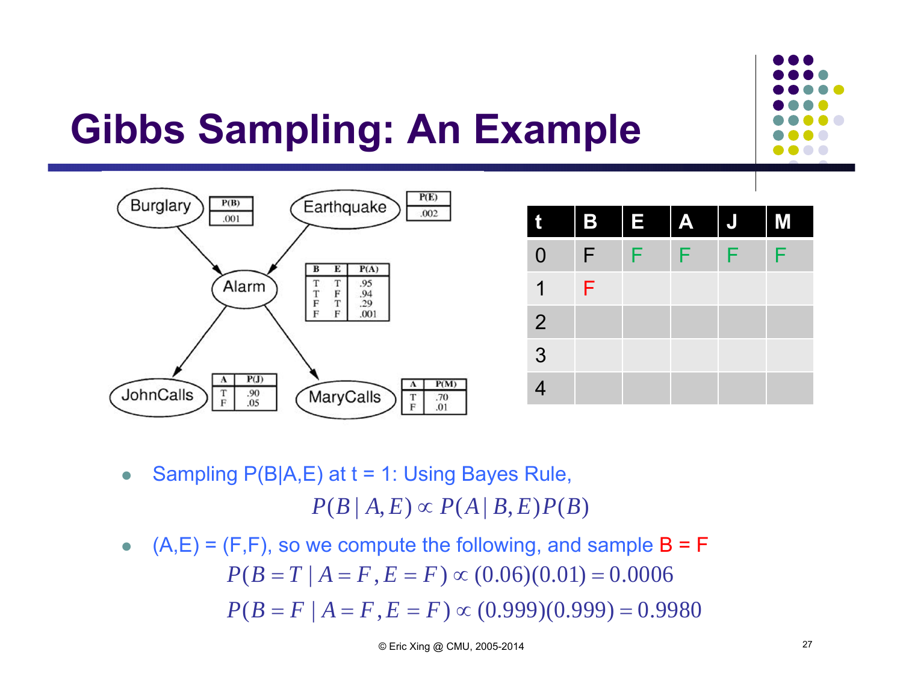# Gibbs Sampling: An Example

Burglary — P(B): .001

Earthquake — P(E): .002

Alarm:

| B | E | P(A) |
|---|---|---|
| T | T | .95 |
| T | F | .94 |
| F | T | .29 |
| F | F | .001 |

JohnCalls:

| A | P(J) |
|---|---|
| T | .90 |
| F | .05 |

MaryCalls:

| A | P(M) |
|---|---|
| T | .70 |
| F | .01 |

| t | B | E | A | J | M |
|---|---|---|---|---|---|
| 0 | F | F | F | F | F |
| 1 | F | | | | |
| 2 | | | | | |
| 3 | | | | | |
| 4 | | | | | |

- Sampling P(B|A,E) at t = 1: Using Bayes Rule,

$$P(B \mid A, E) \propto P(A \mid B, E)P(B)$$

- (A,E) = (F,F), so we compute the following, and sample B = F

$$P(B = T \mid A = F, E = F) \propto (0.06)(0.01) = 0.0006$$

$$P(B = F \mid A = F, E = F) \propto (0.999)(0.999) = 0.9980$$

© Eric Xing @ CMU, 2005-2014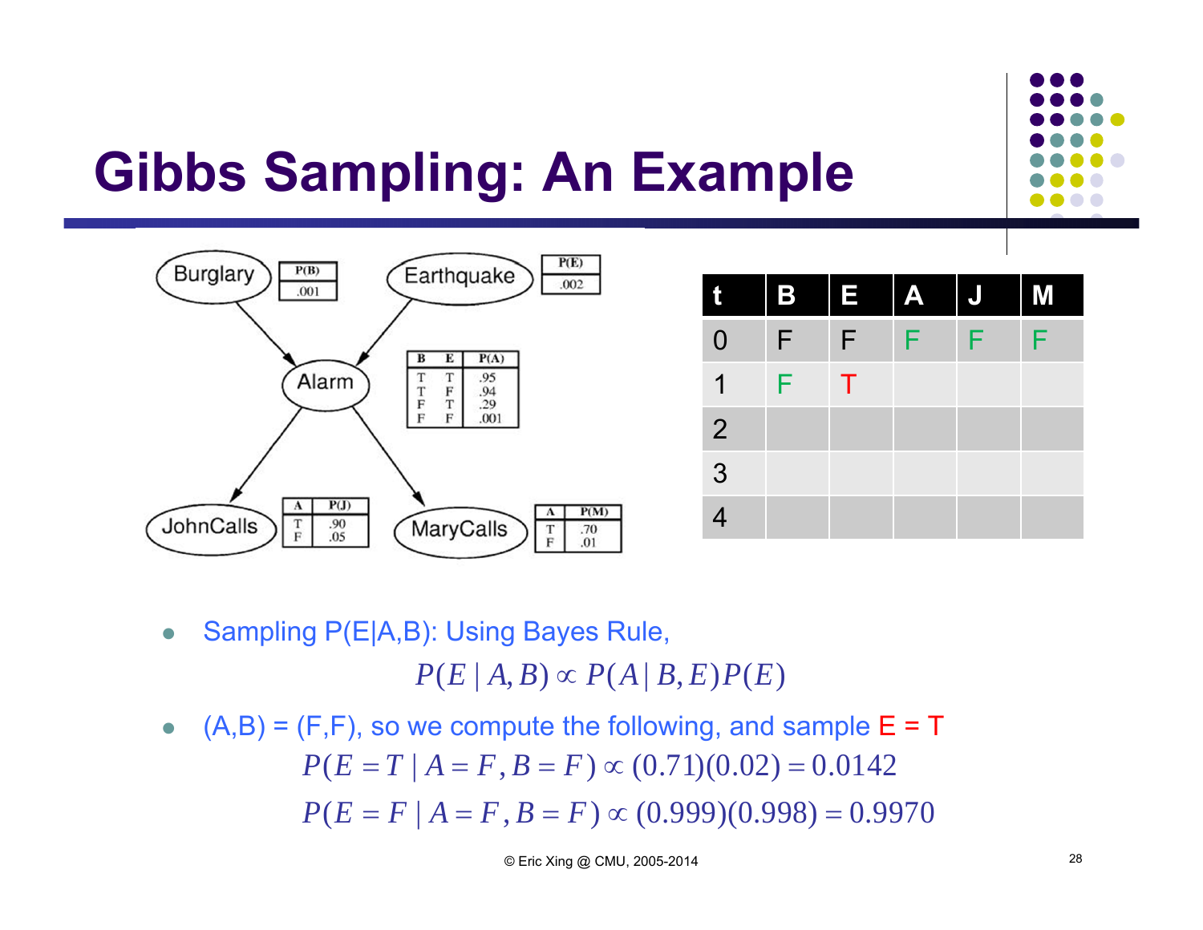# Gibbs Sampling: An Example

Burglary — P(B): .001

Earthquake — P(E): .002

Alarm:

| B | E | P(A) |
|---|---|---|
| T | T | .95 |
| T | F | .94 |
| F | T | .29 |
| F | F | .001 |

JohnCalls:

| A | P(J) |
|---|---|
| T | .90 |
| F | .05 |

MaryCalls:

| A | P(M) |
|---|---|
| T | .70 |
| F | .01 |

| t | B | E | A | J | M |
|---|---|---|---|---|---|
| 0 | F | F | F | F | F |
| 1 | F | T | | | |
| 2 | | | | | |
| 3 | | | | | |
| 4 | | | | | |

- Sampling P(E|A,B): Using Bayes Rule,

$$P(E \mid A, B) \propto P(A \mid B, E) P(E)$$

- (A,B) = (F,F), so we compute the following, and sample E = T

$$P(E = T \mid A = F, B = F) \propto (0.71)(0.02) = 0.0142$$

$$P(E = F \mid A = F, B = F) \propto (0.999)(0.998) = 0.9970$$

© Eric Xing @ CMU, 2005-2014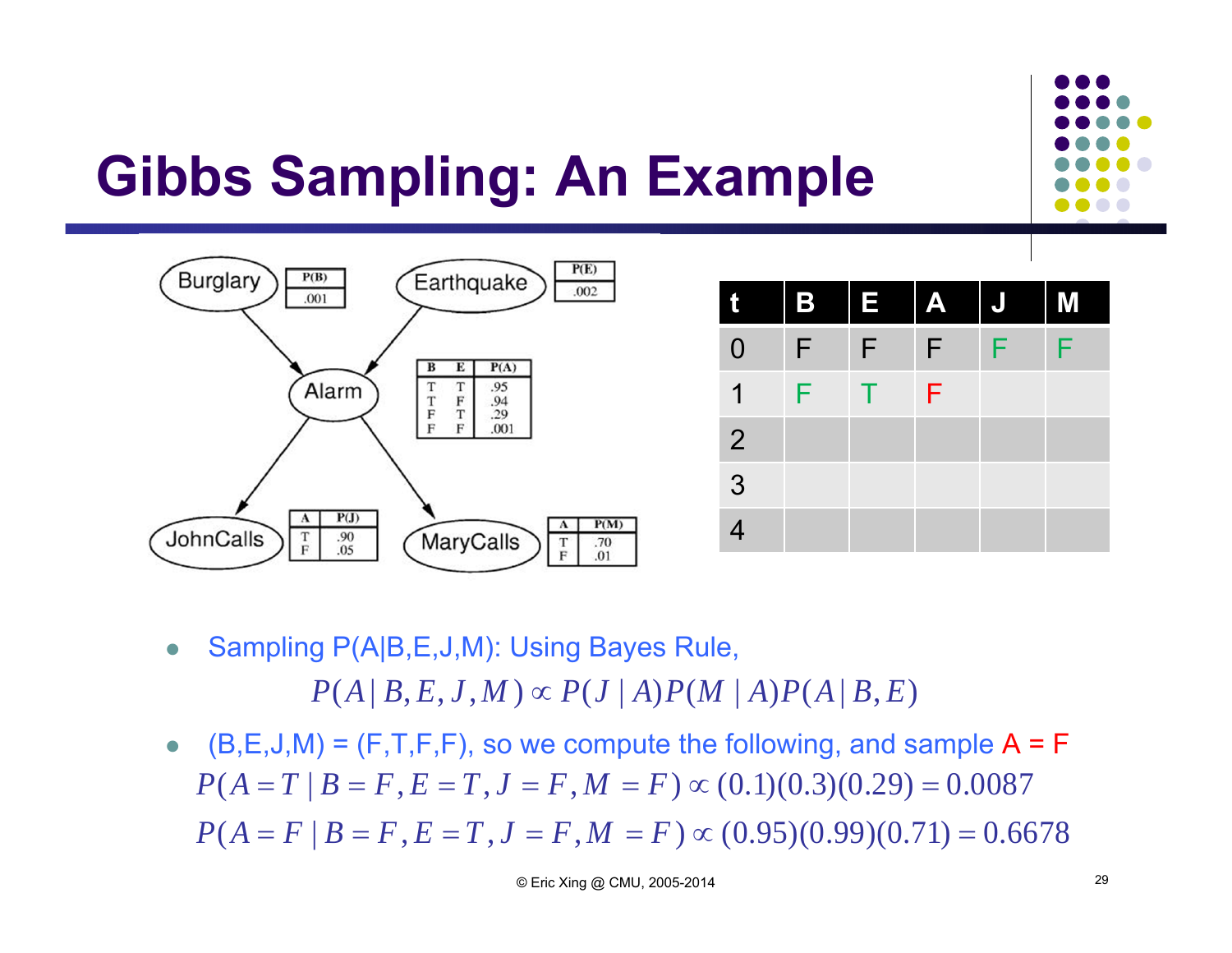# Gibbs Sampling: An Example

Burglary: P(B) = .001

Earthquake: P(E) = .002

Alarm:

| B | E | P(A) |
|---|---|---|
| T | T | .95 |
| T | F | .94 |
| F | T | .29 |
| F | F | .001 |

JohnCalls:

| A | P(J) |
|---|---|
| T | .90 |
| F | .05 |

MaryCalls:

| A | P(M) |
|---|---|
| T | .70 |
| F | .01 |

| t | B | E | A | J | M |
|---|---|---|---|---|---|
| 0 | F | F | F | F | F |
| 1 | F | T | F | | |
| 2 | | | | | |
| 3 | | | | | |
| 4 | | | | | |

- Sampling P(A|B,E,J,M): Using Bayes Rule,

$$P(A \mid B, E, J, M) \propto P(J \mid A) P(M \mid A) P(A \mid B, E)$$

- (B,E,J,M) = (F,T,F,F), so we compute the following, and sample A = F

$$P(A = T \mid B = F, E = T, J = F, M = F) \propto (0.1)(0.3)(0.29) = 0.0087$$

$$P(A = F \mid B = F, E = T, J = F, M = F) \propto (0.95)(0.99)(0.71) = 0.6678$$

© Eric Xing @ CMU, 2005-2014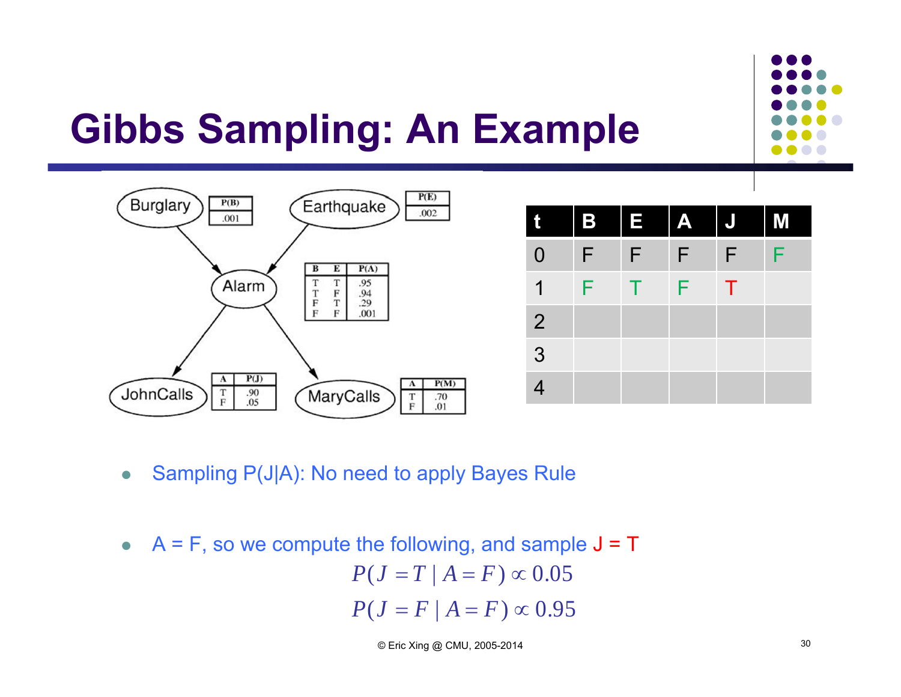# Gibbs Sampling: An Example

Burglary: P(B) = .001

Earthquake: P(E) = .002

Alarm:

| B | E | P(A) |
|---|---|---|
| T | T | .95 |
| T | F | .94 |
| F | T | .29 |
| F | F | .001 |

JohnCalls:

| A | P(J) |
|---|---|
| T | .90 |
| F | .05 |

MaryCalls:

| A | P(M) |
|---|---|
| T | .70 |
| F | .01 |

| t | B | E | A | J | M |
|---|---|---|---|---|---|
| 0 | F | F | F | F | F |
| 1 | F | T | F | T | |
| 2 | | | | | |
| 3 | | | | | |
| 4 | | | | | |

- Sampling P(J|A): No need to apply Bayes Rule

- A = F, so we compute the following, and sample J = T

$$P(J = T \mid A = F) \propto 0.05$$
$$P(J = F \mid A = F) \propto 0.95$$

© Eric Xing @ CMU, 2005-2014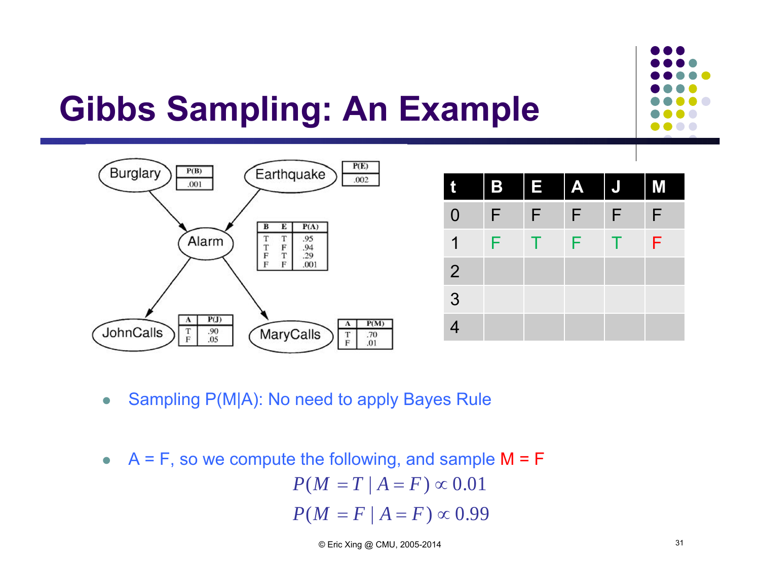# Gibbs Sampling: An Example

Burglary

| P(B) |
| --- |
| .001 |

Earthquake

| P(E) |
| --- |
| .002 |

Alarm

| B | E | P(A) |
| --- | --- | --- |
| T | T | .95 |
| T | F | .94 |
| F | T | .29 |
| F | F | .001 |

JohnCalls

| A | P(J) |
| --- | --- |
| T | .90 |
| F | .05 |

MaryCalls

| A | P(M) |
| --- | --- |
| T | .70 |
| F | .01 |

| t | B | E | A | J | M |
| --- | --- | --- | --- | --- | --- |
| 0 | F | F | F | F | F |
| 1 | F | T | F | T | F |
| 2 | | | | | |
| 3 | | | | | |
| 4 | | | | | |

- Sampling P(M|A): No need to apply Bayes Rule

- A = F, so we compute the following, and sample M = F

$$P(M = T \mid A = F) \propto 0.01$$

$$P(M = F \mid A = F) \propto 0.99$$

© Eric Xing @ CMU, 2005-2014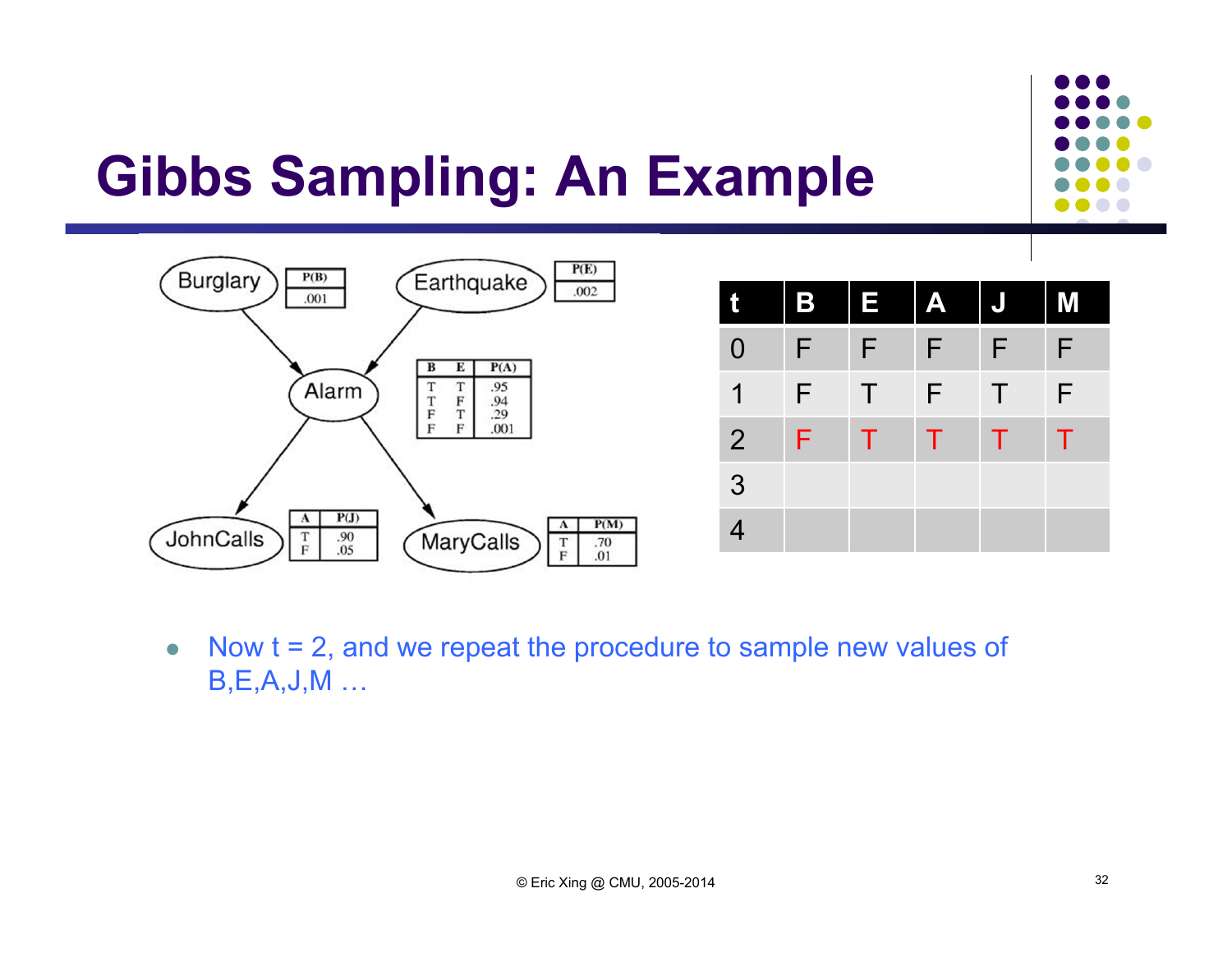# Gibbs Sampling: An Example

Burglary

| P(B) |
|---|
| .001 |

Earthquake

| P(E) |
|---|
| .002 |

Alarm

| B | E | P(A) |
|---|---|---|
| T | T | .95 |
| T | F | .94 |
| F | T | .29 |
| F | F | .001 |

JohnCalls

| A | P(J) |
|---|---|
| T | .90 |
| F | .05 |

MaryCalls

| A | P(M) |
|---|---|
| T | .70 |
| F | .01 |

| t | B | E | A | J | M |
|---|---|---|---|---|---|
| 0 | F | F | F | F | F |
| 1 | F | T | F | T | F |
| 2 | F | T | T | T | T |
| 3 | | | | | |
| 4 | | | | | |

- Now t = 2, and we repeat the procedure to sample new values of B,E,A,J,M …

© Eric Xing @ CMU, 2005-2014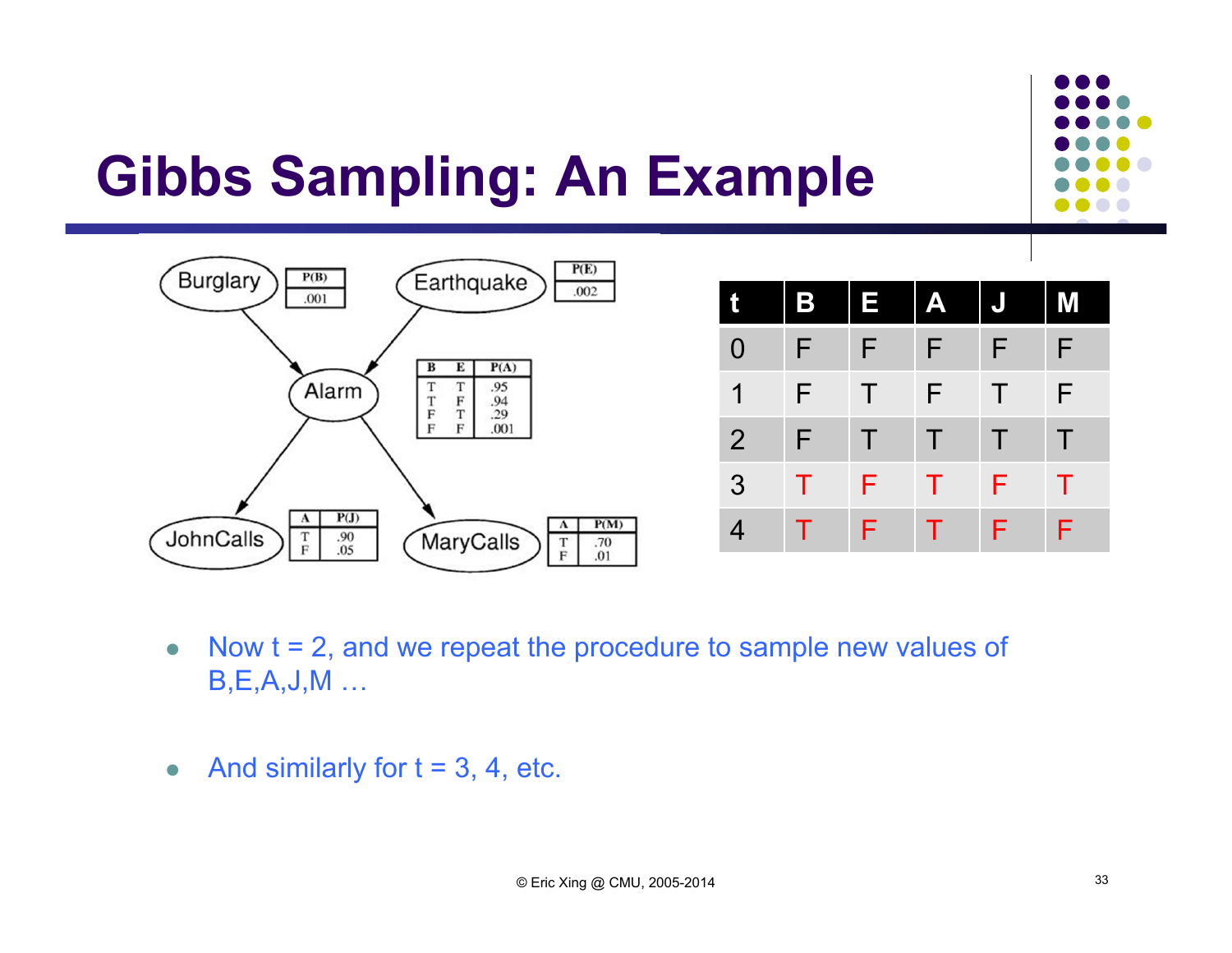# Gibbs Sampling: An Example

Burglary — P(B): .001

Earthquake — P(E): .002

Alarm:

| B | E | P(A) |
|---|---|---|
| T | T | .95 |
| T | F | .94 |
| F | T | .29 |
| F | F | .001 |

JohnCalls:

| A | P(J) |
|---|---|
| T | .90 |
| F | .05 |

MaryCalls:

| A | P(M) |
|---|---|
| T | .70 |
| F | .01 |

| t | B | E | A | J | M |
|---|---|---|---|---|---|
| 0 | F | F | F | F | F |
| 1 | F | T | F | T | F |
| 2 | F | T | T | T | T |
| 3 | T | F | T | F | T |
| 4 | T | F | T | F | F |

- Now t = 2, and we repeat the procedure to sample new values of B,E,A,J,M …
- And similarly for t = 3, 4, etc.

© Eric Xing @ CMU, 2005-2014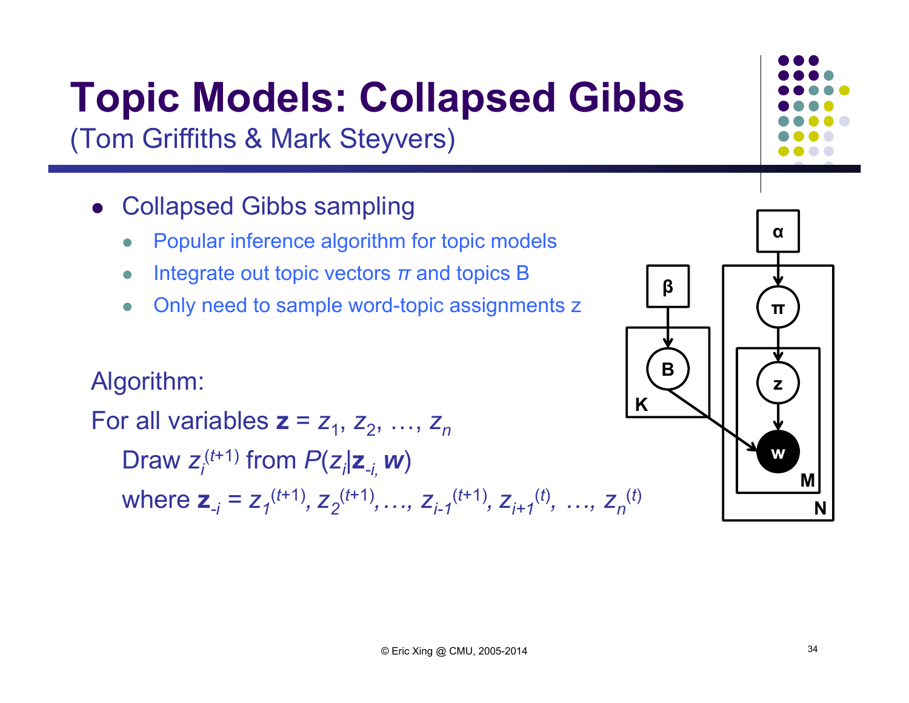# Topic Models: Collapsed Gibbs

(Tom Griffiths & Mark Steyvers)

- Collapsed Gibbs sampling
  - Popular inference algorithm for topic models
  - Integrate out topic vectors $\pi$ and topics B
  - Only need to sample word-topic assignments z

Algorithm:

For all variables $\mathbf{z} = z_1, z_2, \ldots, z_n$

Draw $z_i^{(t+1)}$ from $P(z_i|\mathbf{z}_{-i}, \boldsymbol{w})$

where $\mathbf{z}_{-i} = z_1^{(t+1)}, z_2^{(t+1)}, \ldots, z_{i-1}^{(t+1)}, z_{i+1}^{(t)}, \ldots, z_n^{(t)}$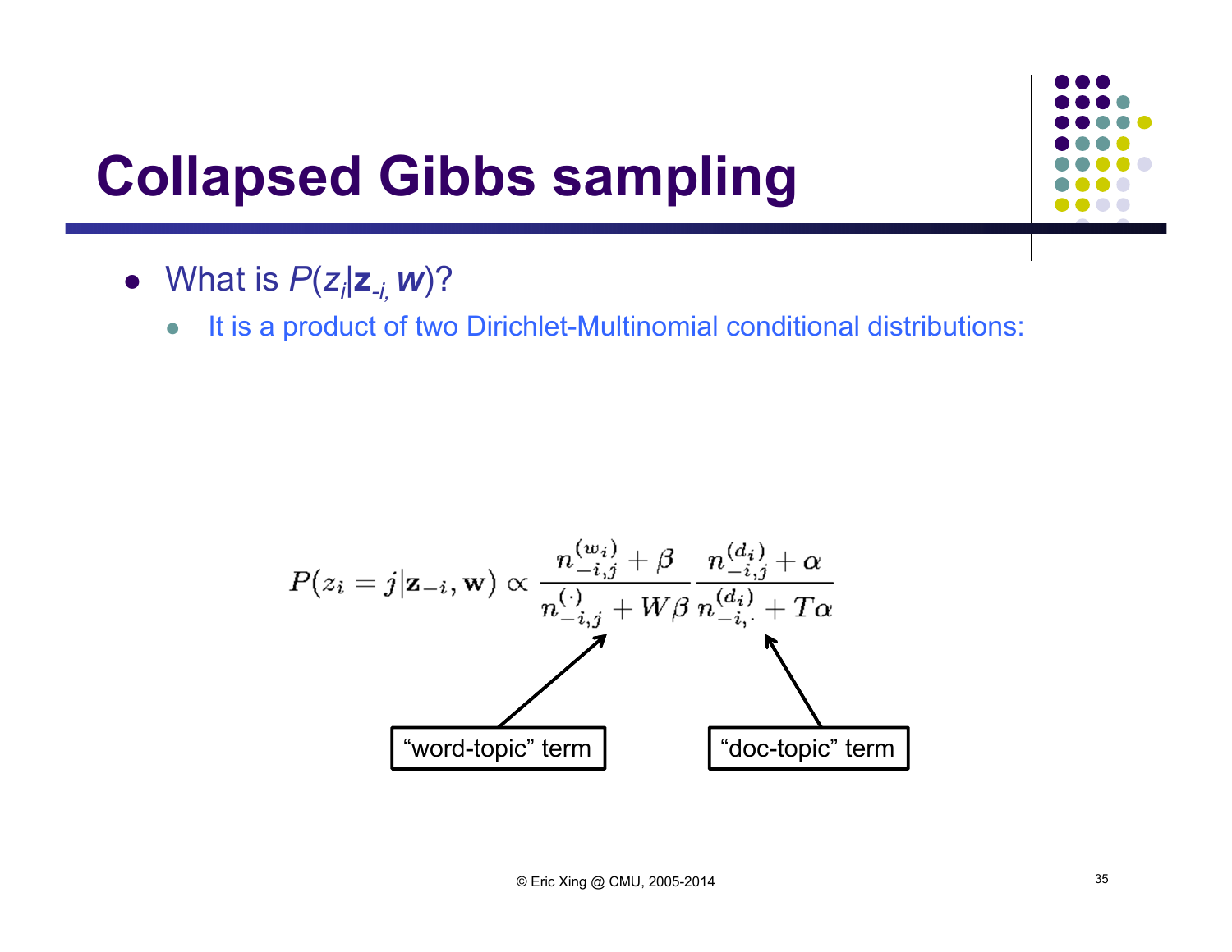# Collapsed Gibbs sampling

- What is $P(z_i|\mathbf{z}_{-i}, \boldsymbol{w})$?
  - It is a product of two Dirichlet-Multinomial conditional distributions:

$$P(z_i = j|\mathbf{z}_{-i}, \mathbf{w}) \propto \frac{n_{-i,j}^{(w_i)} + \beta}{n_{-i,j}^{(\cdot)} + W\beta} \frac{n_{-i,j}^{(d_i)} + \alpha}{n_{-i,\cdot}^{(d_i)} + T\alpha}$$

"word-topic" term

"doc-topic" term

© Eric Xing @ CMU, 2005-2014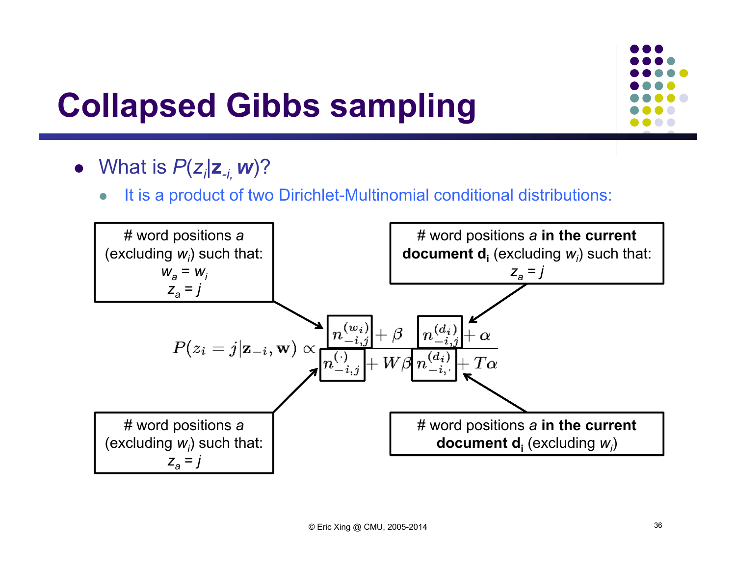# Collapsed Gibbs sampling

- What is $P(z_i | \mathbf{z}_{-i}, \mathbf{w})$?
  - It is a product of two Dirichlet-Multinomial conditional distributions:

$$P(z_i = j | \mathbf{z}_{-i}, \mathbf{w}) \propto \frac{n_{-i,j}^{(w_i)} + \beta}{n_{-i,j}^{(\cdot)} + W\beta} \frac{n_{-i,j}^{(d_i)} + \alpha}{n_{-i,\cdot}^{(d_i)} + T\alpha}$$

- $n_{-i,j}^{(w_i)}$: # word positions $a$ (excluding $w_i$) such that: $w_a = w_i$, $z_a = j$
- $n_{-i,j}^{(\cdot)}$: # word positions $a$ (excluding $w_i$) such that: $z_a = j$
- $n_{-i,j}^{(d_i)}$: # word positions $a$ **in the current document $d_i$** (excluding $w_i$) such that: $z_a = j$
- $n_{-i,\cdot}^{(d_i)}$: # word positions $a$ **in the current document $d_i$** (excluding $w_i$)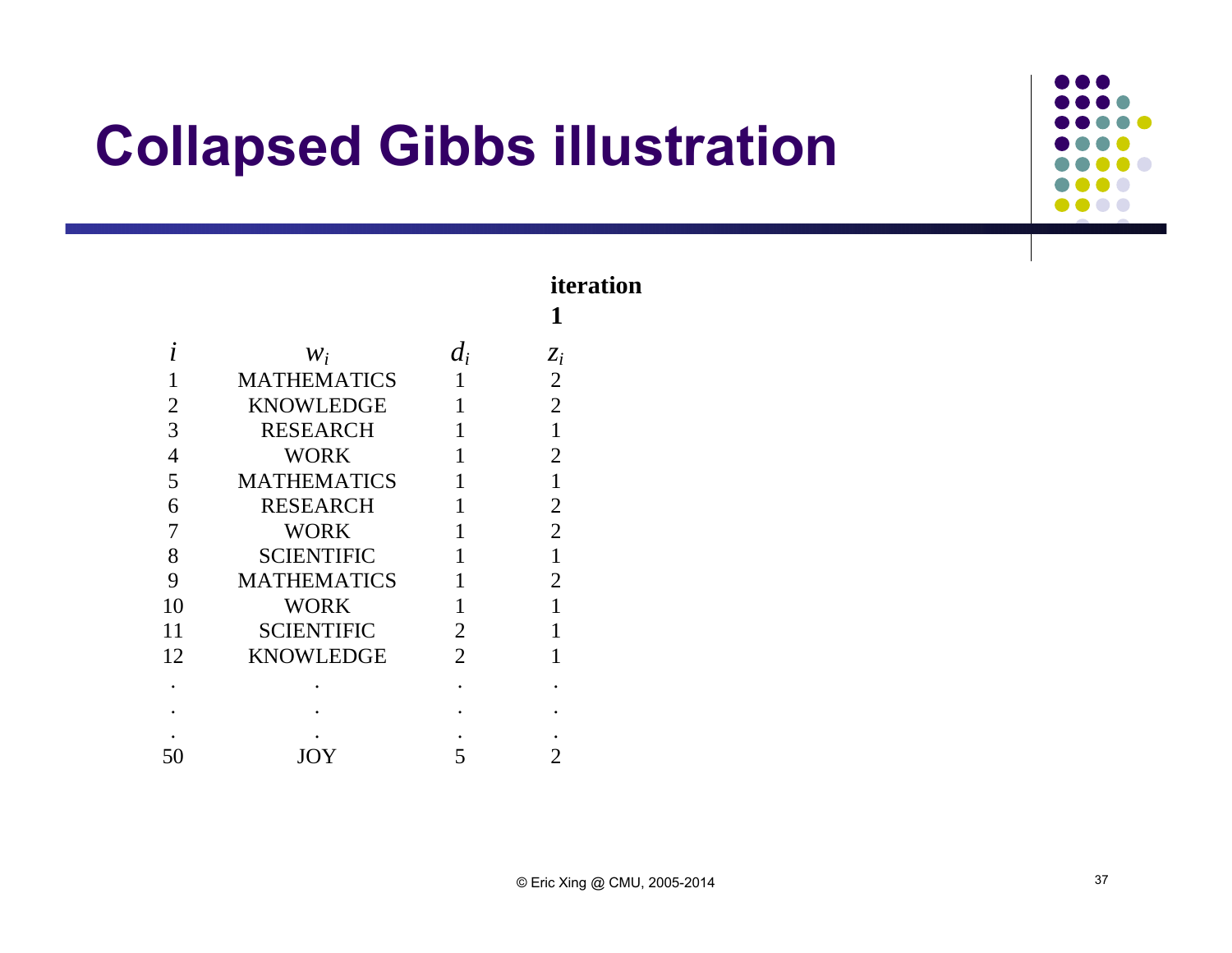# Collapsed Gibbs illustration

| $i$ | $w_i$ | $d_i$ | iteration 1 $z_i$ |
|---|---|---|---|
| 1 | MATHEMATICS | 1 | 2 |
| 2 | KNOWLEDGE | 1 | 2 |
| 3 | RESEARCH | 1 | 1 |
| 4 | WORK | 1 | 2 |
| 5 | MATHEMATICS | 1 | 1 |
| 6 | RESEARCH | 1 | 2 |
| 7 | WORK | 1 | 2 |
| 8 | SCIENTIFIC | 1 | 1 |
| 9 | MATHEMATICS | 1 | 2 |
| 10 | WORK | 1 | 1 |
| 11 | SCIENTIFIC | 2 | 1 |
| 12 | KNOWLEDGE | 2 | 1 |
| . | . | . | . |
| . | . | . | . |
| . | . | . | . |
| 50 | JOY | 5 | 2 |

© Eric Xing @ CMU, 2005-2014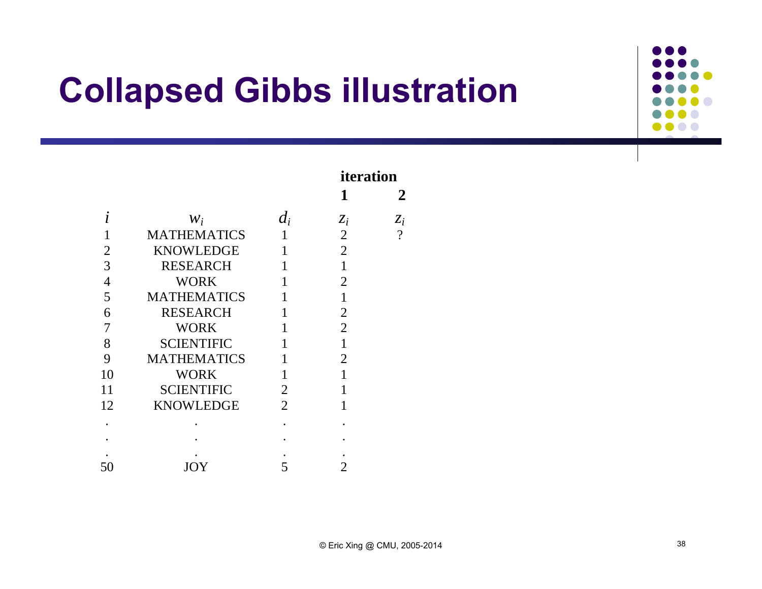# Collapsed Gibbs illustration

| | | | iteration | |
|---|---|---|---|---|
| | | | 1 | 2 |
| $i$ | $w_i$ | $d_i$ | $z_i$ | $z_i$ |
| 1 | MATHEMATICS | 1 | 2 | ? |
| 2 | KNOWLEDGE | 1 | 2 | |
| 3 | RESEARCH | 1 | 1 | |
| 4 | WORK | 1 | 2 | |
| 5 | MATHEMATICS | 1 | 1 | |
| 6 | RESEARCH | 1 | 2 | |
| 7 | WORK | 1 | 2 | |
| 8 | SCIENTIFIC | 1 | 1 | |
| 9 | MATHEMATICS | 1 | 2 | |
| 10 | WORK | 1 | 1 | |
| 11 | SCIENTIFIC | 2 | 1 | |
| 12 | KNOWLEDGE | 2 | 1 | |
| . | . | . | . | |
| . | . | . | . | |
| . | . | . | . | |
| 50 | JOY | 5 | 2 | |

© Eric Xing @ CMU, 2005-2014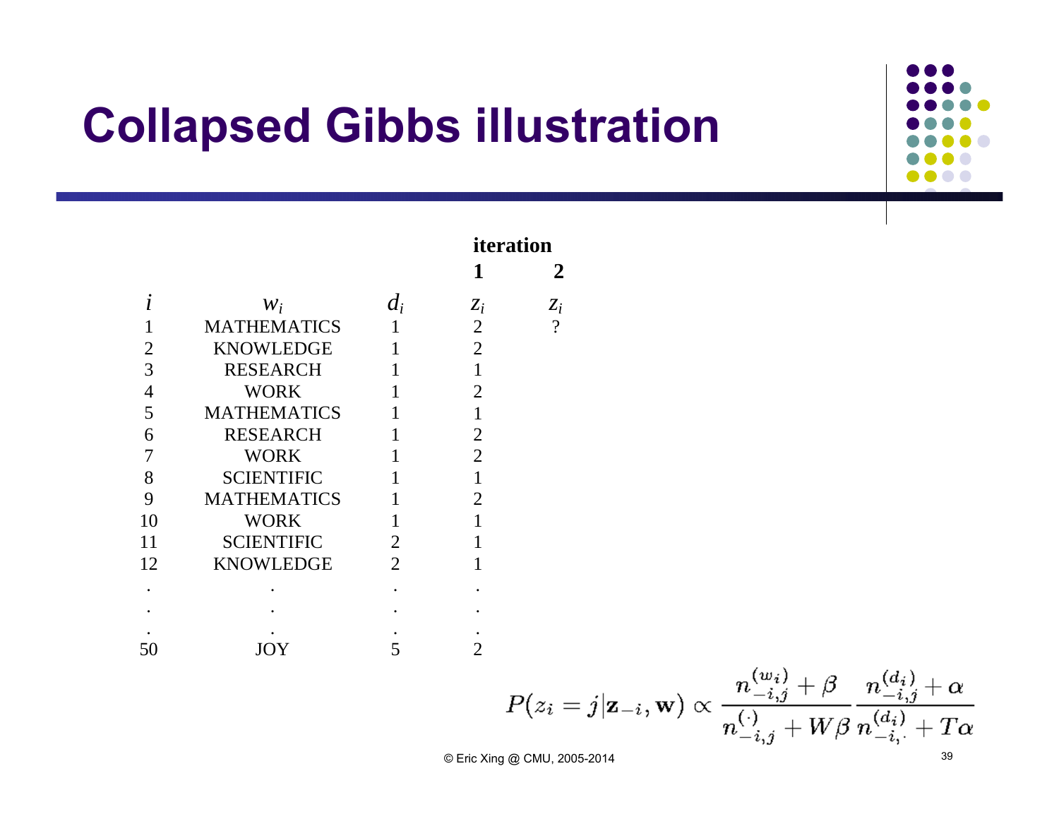# Collapsed Gibbs illustration

| $i$ | $w_i$ | $d_i$ | iteration 1<br>$z_i$ | iteration 2<br>$z_i$ |
|---|---|---|---|---|
| 1 | MATHEMATICS | 1 | 2 | ? |
| 2 | KNOWLEDGE | 1 | 2 | |
| 3 | RESEARCH | 1 | 1 | |
| 4 | WORK | 1 | 2 | |
| 5 | MATHEMATICS | 1 | 1 | |
| 6 | RESEARCH | 1 | 2 | |
| 7 | WORK | 1 | 2 | |
| 8 | SCIENTIFIC | 1 | 1 | |
| 9 | MATHEMATICS | 1 | 2 | |
| 10 | WORK | 1 | 1 | |
| 11 | SCIENTIFIC | 2 | 1 | |
| 12 | KNOWLEDGE | 2 | 1 | |
| . | . | . | . | |
| . | . | . | . | |
| . | . | . | . | |
| 50 | JOY | 5 | 2 | |

$$P(z_i = j | \mathbf{z}_{-i}, \mathbf{w}) \propto \frac{n_{-i,j}^{(w_i)} + \beta}{n_{-i,j}^{(\cdot)} + W\beta} \frac{n_{-i,j}^{(d_i)} + \alpha}{n_{-i,\cdot}^{(d_i)} + T\alpha}$$

© Eric Xing @ CMU, 2005-2014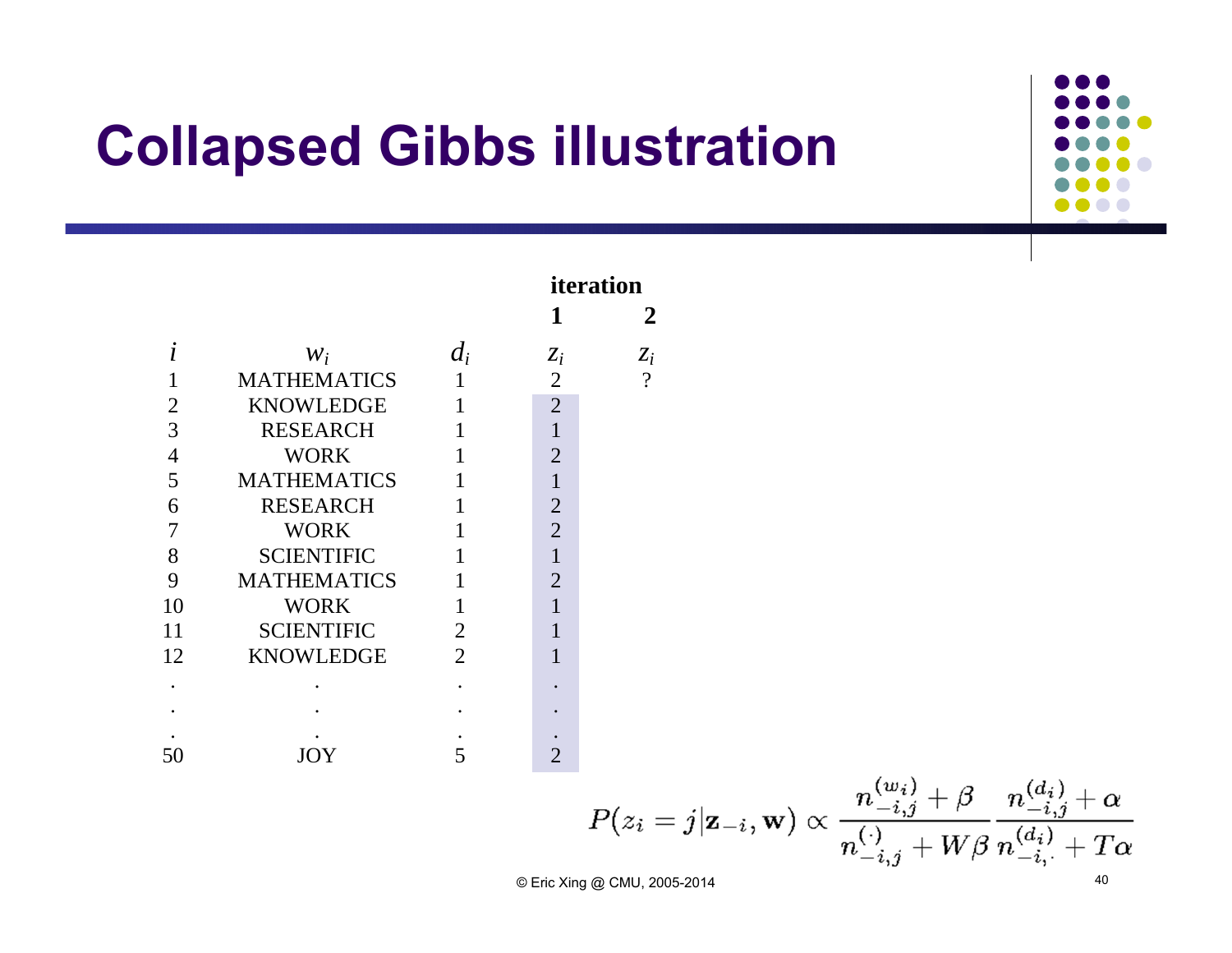# Collapsed Gibbs illustration

| | | | iteration | |
|---|---|---|---|---|
| | | | 1 | 2 |
| $i$ | $w_i$ | $d_i$ | $z_i$ | $z_i$ |
| 1 | MATHEMATICS | 1 | 2 | ? |
| 2 | KNOWLEDGE | 1 | 2 | |
| 3 | RESEARCH | 1 | 1 | |
| 4 | WORK | 1 | 2 | |
| 5 | MATHEMATICS | 1 | 1 | |
| 6 | RESEARCH | 1 | 2 | |
| 7 | WORK | 1 | 2 | |
| 8 | SCIENTIFIC | 1 | 1 | |
| 9 | MATHEMATICS | 1 | 2 | |
| 10 | WORK | 1 | 1 | |
| 11 | SCIENTIFIC | 2 | 1 | |
| 12 | KNOWLEDGE | 2 | 1 | |
| . | . | . | . | |
| . | . | . | . | |
| . | . | . | . | |
| 50 | JOY | 5 | 2 | |

$$P(z_i = j | \mathbf{z}_{-i}, \mathbf{w}) \propto \frac{n_{-i,j}^{(w_i)} + \beta}{n_{-i,j}^{(\cdot)} + W\beta} \frac{n_{-i,j}^{(d_i)} + \alpha}{n_{-i,\cdot}^{(d_i)} + T\alpha}$$

© Eric Xing @ CMU, 2005-2014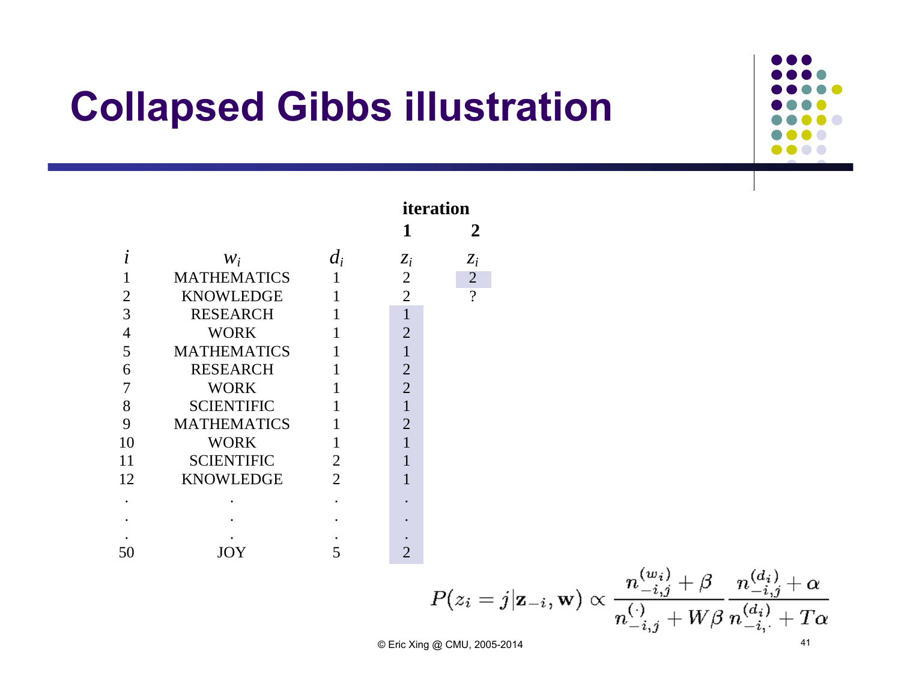# Collapsed Gibbs illustration

| | | | iteration | |
|---|---|---|---|---|
| | | | 1 | 2 |
| $i$ | $w_i$ | $d_i$ | $z_i$ | $z_i$ |
| 1 | MATHEMATICS | 1 | 2 | 2 |
| 2 | KNOWLEDGE | 1 | 2 | ? |
| 3 | RESEARCH | 1 | 1 | |
| 4 | WORK | 1 | 2 | |
| 5 | MATHEMATICS | 1 | 1 | |
| 6 | RESEARCH | 1 | 2 | |
| 7 | WORK | 1 | 2 | |
| 8 | SCIENTIFIC | 1 | 1 | |
| 9 | MATHEMATICS | 1 | 2 | |
| 10 | WORK | 1 | 1 | |
| 11 | SCIENTIFIC | 2 | 1 | |
| 12 | KNOWLEDGE | 2 | 1 | |
| . | . | . | . | |
| . | . | . | . | |
| . | . | . | . | |
| 50 | JOY | 5 | 2 | |

$$P(z_i = j | \mathbf{z}_{-i}, \mathbf{w}) \propto \frac{n_{-i,j}^{(w_i)} + \beta}{n_{-i,j}^{(\cdot)} + W\beta} \frac{n_{-i,j}^{(d_i)} + \alpha}{n_{-i,\cdot}^{(d_i)} + T\alpha}$$

© Eric Xing @ CMU, 2005-2014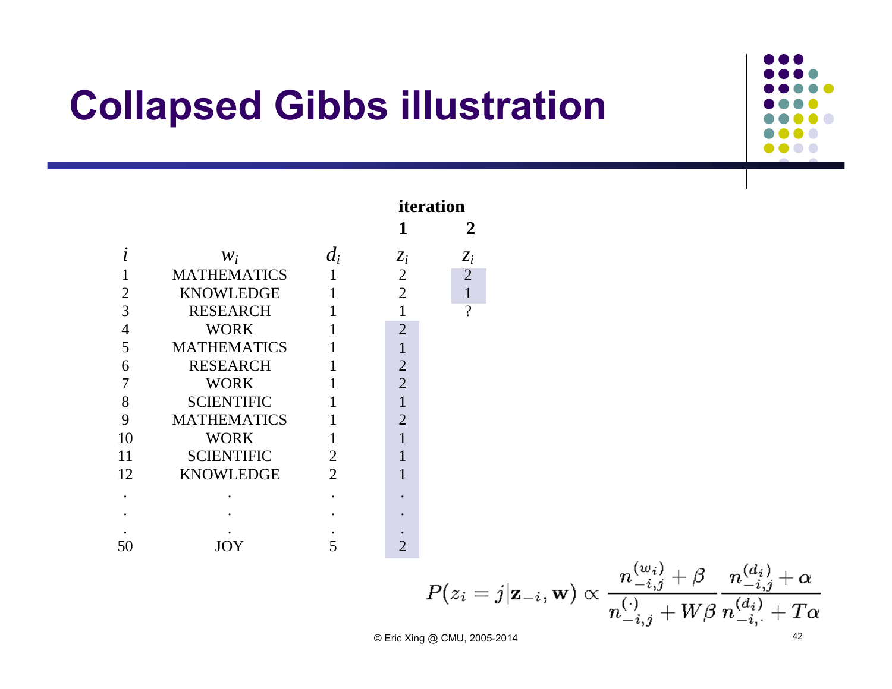# Collapsed Gibbs illustration

| | | | iteration | |
|---|---|---|---|---|
| | | | 1 | 2 |
| $i$ | $w_i$ | $d_i$ | $z_i$ | $z_i$ |
| 1 | MATHEMATICS | 1 | 2 | 2 |
| 2 | KNOWLEDGE | 1 | 2 | 1 |
| 3 | RESEARCH | 1 | 1 | ? |
| 4 | WORK | 1 | 2 | |
| 5 | MATHEMATICS | 1 | 1 | |
| 6 | RESEARCH | 1 | 2 | |
| 7 | WORK | 1 | 2 | |
| 8 | SCIENTIFIC | 1 | 1 | |
| 9 | MATHEMATICS | 1 | 2 | |
| 10 | WORK | 1 | 1 | |
| 11 | SCIENTIFIC | 2 | 1 | |
| 12 | KNOWLEDGE | 2 | 1 | |
| . | . | . | . | |
| . | . | . | . | |
| . | . | . | . | |
| 50 | JOY | 5 | 2 | |

$$P(z_i = j | \mathbf{z}_{-i}, \mathbf{w}) \propto \frac{n_{-i,j}^{(w_i)} + \beta}{n_{-i,j}^{(\cdot)} + W\beta} \frac{n_{-i,j}^{(d_i)} + \alpha}{n_{-i,\cdot}^{(d_i)} + T\alpha}$$

© Eric Xing @ CMU, 2005-2014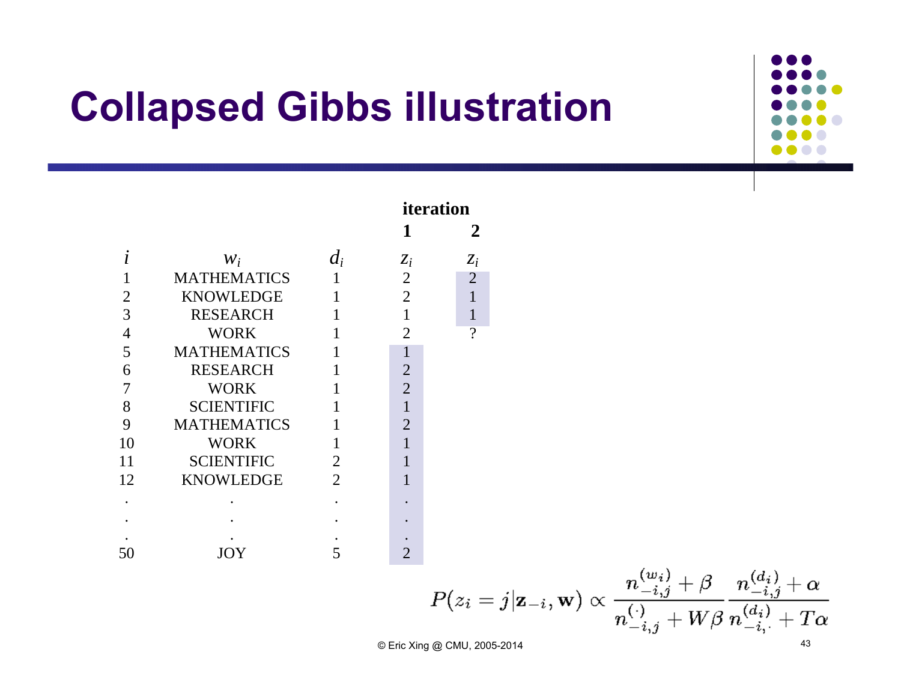# Collapsed Gibbs illustration

| $i$ | $w_i$ | $d_i$ | iteration 1 $z_i$ | iteration 2 $z_i$ |
|---|---|---|---|---|
| 1 | MATHEMATICS | 1 | 2 | 2 |
| 2 | KNOWLEDGE | 1 | 2 | 1 |
| 3 | RESEARCH | 1 | 1 | 1 |
| 4 | WORK | 1 | 2 | ? |
| 5 | MATHEMATICS | 1 | 1 | |
| 6 | RESEARCH | 1 | 2 | |
| 7 | WORK | 1 | 2 | |
| 8 | SCIENTIFIC | 1 | 1 | |
| 9 | MATHEMATICS | 1 | 2 | |
| 10 | WORK | 1 | 1 | |
| 11 | SCIENTIFIC | 2 | 1 | |
| 12 | KNOWLEDGE | 2 | 1 | |
| . | . | . | . | |
| . | . | . | . | |
| . | . | . | . | |
| 50 | JOY | 5 | 2 | |

$$P(z_i = j | \mathbf{z}_{-i}, \mathbf{w}) \propto \frac{n_{-i,j}^{(w_i)} + \beta}{n_{-i,j}^{(\cdot)} + W\beta} \frac{n_{-i,j}^{(d_i)} + \alpha}{n_{-i,\cdot}^{(d_i)} + T\alpha}$$

© Eric Xing @ CMU, 2005-2014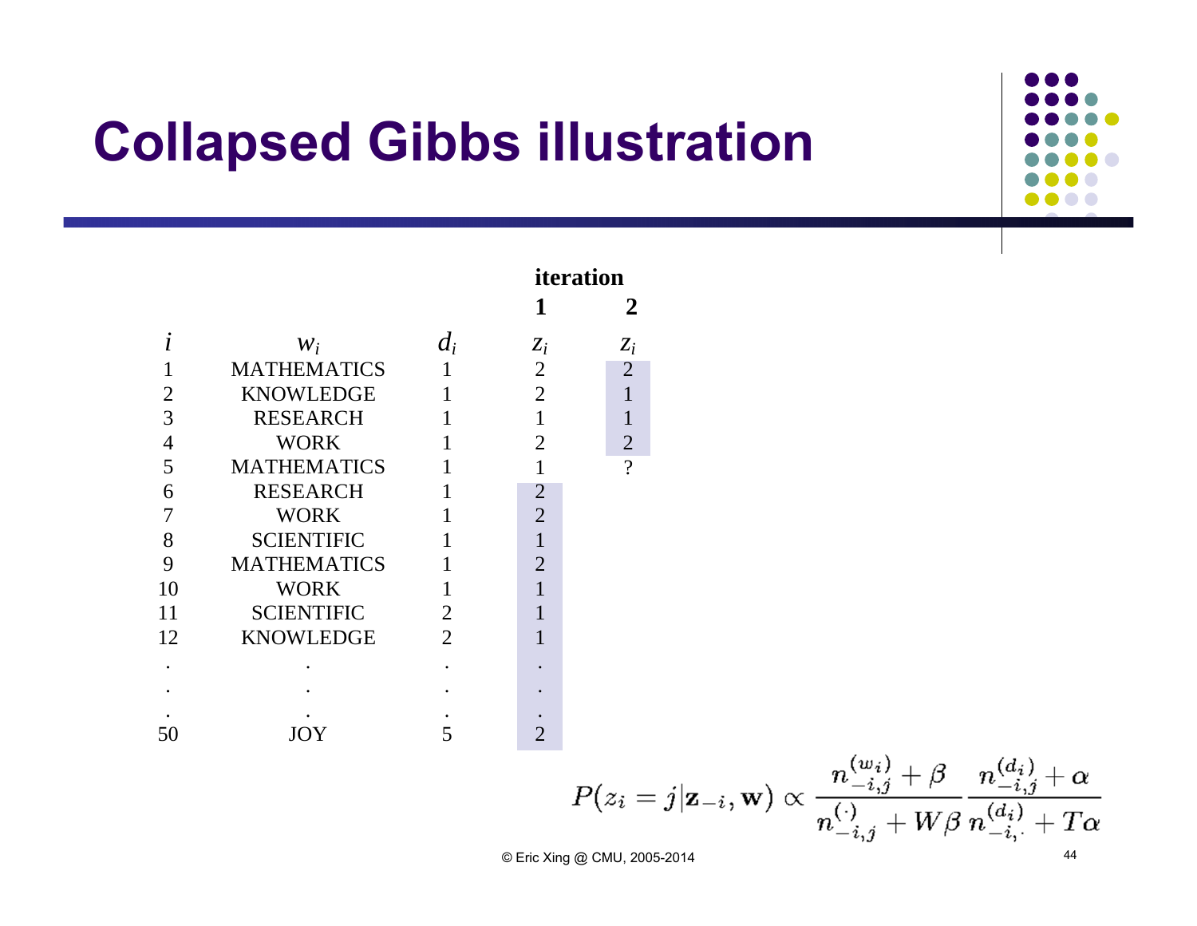# Collapsed Gibbs illustration

|  |  |  | iteration |  |
|---|---|---|---|---|
|  |  |  | **1** | **2** |
| $i$ | $w_i$ | $d_i$ | $z_i$ | $z_i$ |
| 1 | MATHEMATICS | 1 | 2 | 2 |
| 2 | KNOWLEDGE | 1 | 2 | 1 |
| 3 | RESEARCH | 1 | 1 | 1 |
| 4 | WORK | 1 | 2 | 2 |
| 5 | MATHEMATICS | 1 | 1 | ? |
| 6 | RESEARCH | 1 | 2 |  |
| 7 | WORK | 1 | 2 |  |
| 8 | SCIENTIFIC | 1 | 1 |  |
| 9 | MATHEMATICS | 1 | 2 |  |
| 10 | WORK | 1 | 1 |  |
| 11 | SCIENTIFIC | 2 | 1 |  |
| 12 | KNOWLEDGE | 2 | 1 |  |
| . | . | . | . |  |
| . | . | . | . |  |
| . | . | . | . |  |
| 50 | JOY | 5 | 2 |  |

$$P(z_i = j | \mathbf{z}_{-i}, \mathbf{w}) \propto \frac{n_{-i,j}^{(w_i)} + \beta}{n_{-i,j}^{(\cdot)} + W\beta} \frac{n_{-i,j}^{(d_i)} + \alpha}{n_{-i,\cdot}^{(d_i)} + T\alpha}$$

© Eric Xing @ CMU, 2005-2014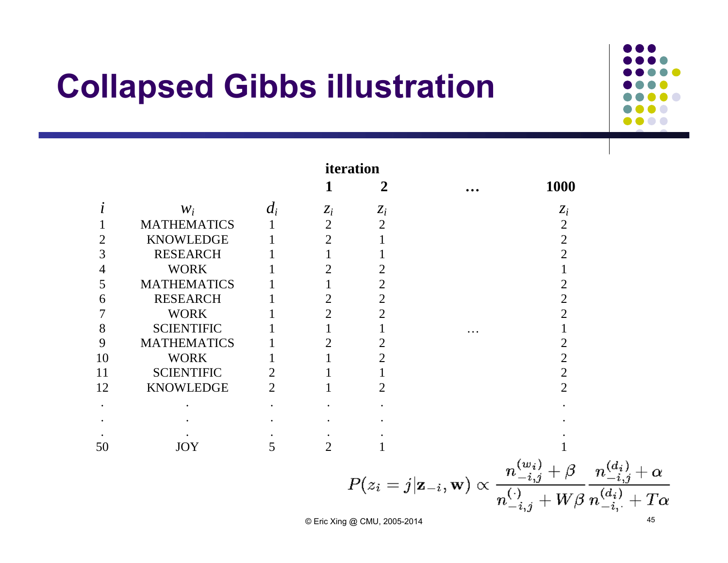# Collapsed Gibbs illustration

| | | | iteration | | | |
|---|---|---|---|---|---|---|
| | | | 1 | 2 | … | 1000 |
| $i$ | $w_i$ | $d_i$ | $z_i$ | $z_i$ | | $z_i$ |
| 1 | MATHEMATICS | 1 | 2 | 2 | | 2 |
| 2 | KNOWLEDGE | 1 | 2 | 1 | | 2 |
| 3 | RESEARCH | 1 | 1 | 1 | | 2 |
| 4 | WORK | 1 | 2 | 2 | | 1 |
| 5 | MATHEMATICS | 1 | 1 | 2 | | 2 |
| 6 | RESEARCH | 1 | 2 | 2 | | 2 |
| 7 | WORK | 1 | 2 | 2 | | 2 |
| 8 | SCIENTIFIC | 1 | 1 | 1 | … | 1 |
| 9 | MATHEMATICS | 1 | 2 | 2 | | 2 |
| 10 | WORK | 1 | 1 | 2 | | 2 |
| 11 | SCIENTIFIC | 2 | 1 | 1 | | 2 |
| 12 | KNOWLEDGE | 2 | 1 | 2 | | 2 |
| . | . | . | . | . | | . |
| . | . | . | . | . | | . |
| . | . | . | . | . | | . |
| 50 | JOY | 5 | 2 | 1 | | 1 |

$$P(z_i = j | \mathbf{z}_{-i}, \mathbf{w}) \propto \frac{n_{-i,j}^{(w_i)} + \beta}{n_{-i,j}^{(\cdot)} + W\beta} \frac{n_{-i,j}^{(d_i)} + \alpha}{n_{-i,\cdot}^{(d_i)} + T\alpha}$$

© Eric Xing @ CMU, 2005-2014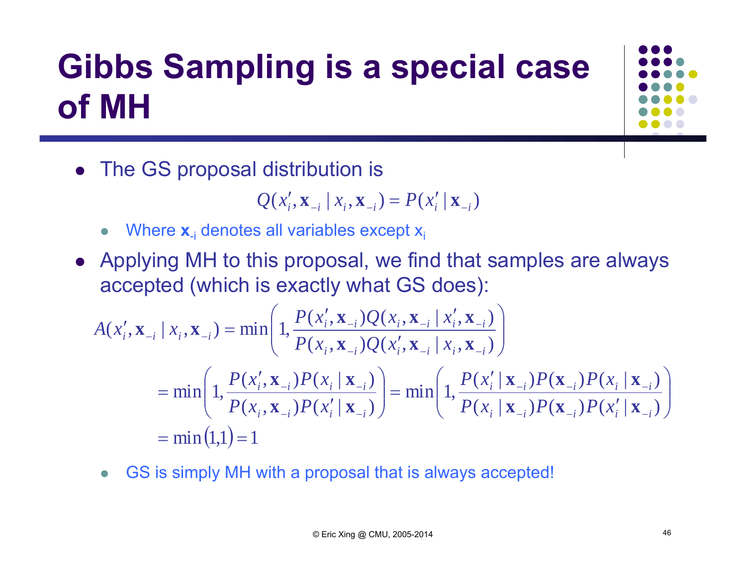# Gibbs Sampling is a special case of MH

- The GS proposal distribution is

$$Q(x_i', \mathbf{x}_{-i} \mid x_i, \mathbf{x}_{-i}) = P(x_i' \mid \mathbf{x}_{-i})$$

  - Where $\mathbf{x}_{-i}$ denotes all variables except $x_i$

- Applying MH to this proposal, we find that samples are always accepted (which is exactly what GS does):

$$A(x_i', \mathbf{x}_{-i} \mid x_i, \mathbf{x}_{-i}) = \min\left(1, \frac{P(x_i', \mathbf{x}_{-i}) Q(x_i, \mathbf{x}_{-i} \mid x_i', \mathbf{x}_{-i})}{P(x_i, \mathbf{x}_{-i}) Q(x_i', \mathbf{x}_{-i} \mid x_i, \mathbf{x}_{-i})}\right)$$

$$= \min\left(1, \frac{P(x_i', \mathbf{x}_{-i}) P(x_i \mid \mathbf{x}_{-i})}{P(x_i, \mathbf{x}_{-i}) P(x_i' \mid \mathbf{x}_{-i})}\right) = \min\left(1, \frac{P(x_i' \mid \mathbf{x}_{-i}) P(\mathbf{x}_{-i}) P(x_i \mid \mathbf{x}_{-i})}{P(x_i \mid \mathbf{x}_{-i}) P(\mathbf{x}_{-i}) P(x_i' \mid \mathbf{x}_{-i})}\right)$$

$$= \min(1,1) = 1$$

  - GS is simply MH with a proposal that is always accepted!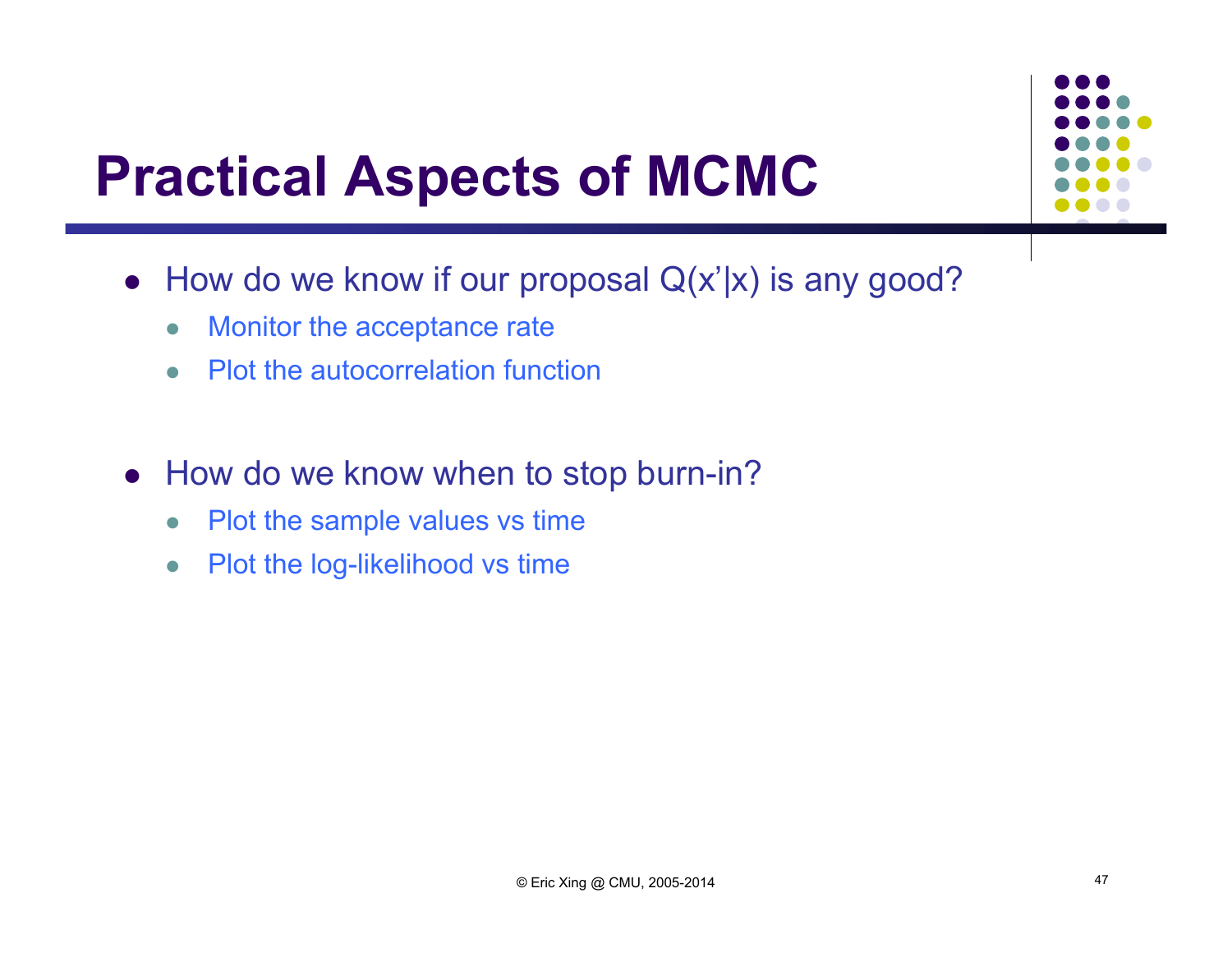# Practical Aspects of MCMC

- How do we know if our proposal $Q(x'|x)$ is any good?
  - Monitor the acceptance rate
  - Plot the autocorrelation function

- How do we know when to stop burn-in?
  - Plot the sample values vs time
  - Plot the log-likelihood vs time

© Eric Xing @ CMU, 2005-2014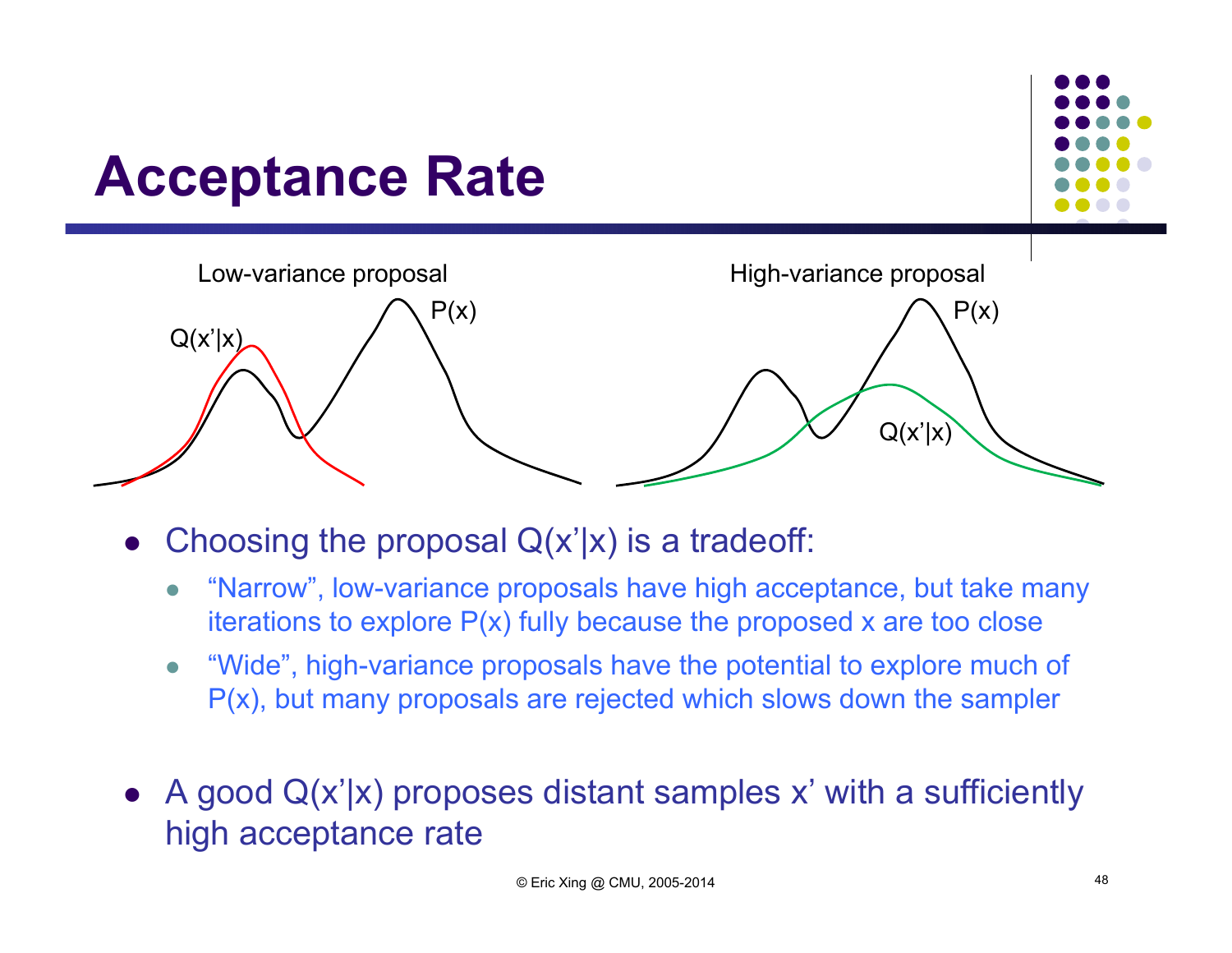# Acceptance Rate

Low-variance proposal

$Q(x'|x)$ $P(x)$

High-variance proposal

$P(x)$ $Q(x'|x)$

- Choosing the proposal $Q(x'|x)$ is a tradeoff:
  - "Narrow", low-variance proposals have high acceptance, but take many iterations to explore $P(x)$ fully because the proposed x are too close
  - "Wide", high-variance proposals have the potential to explore much of $P(x)$, but many proposals are rejected which slows down the sampler
- A good $Q(x'|x)$ proposes distant samples $x'$ with a sufficiently high acceptance rate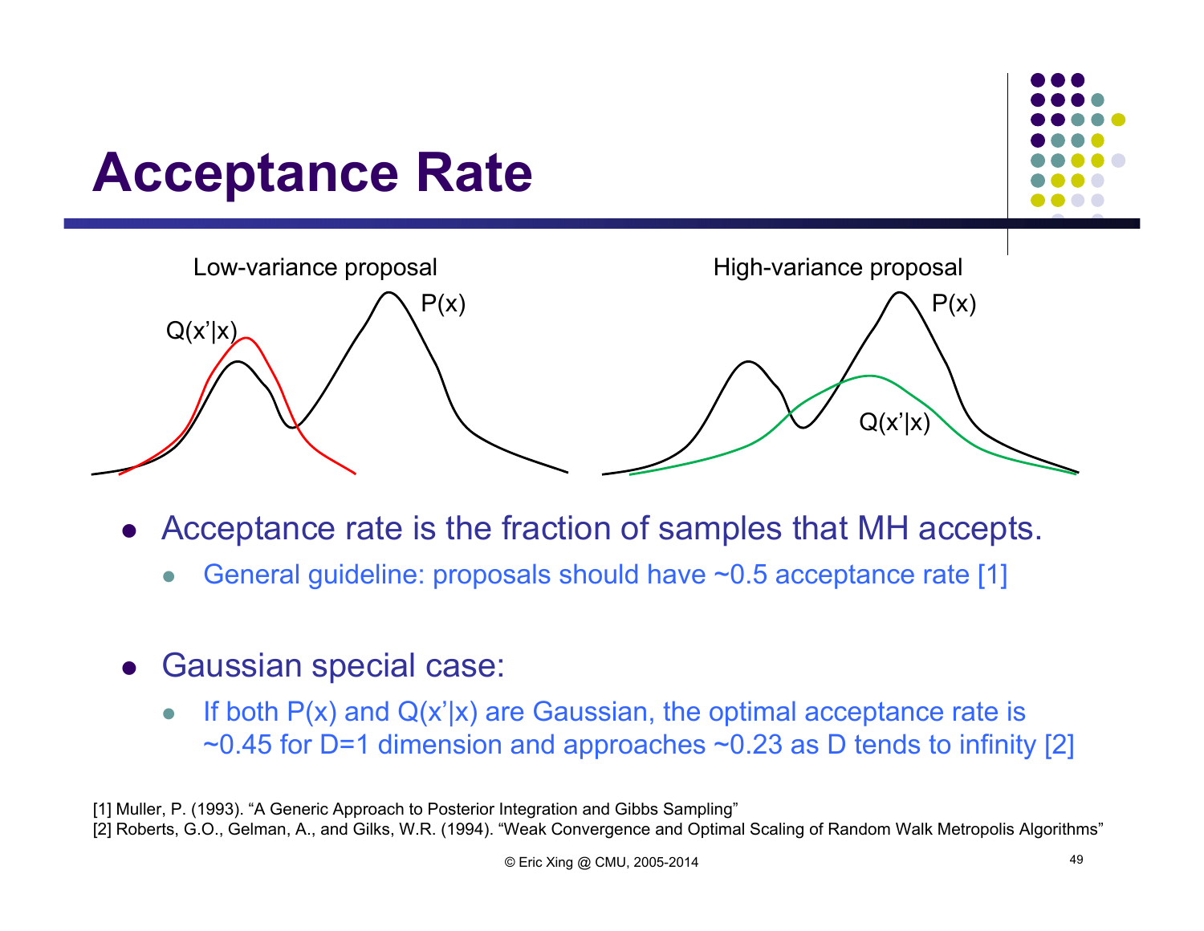# Acceptance Rate

Low-variance proposal

High-variance proposal

- Acceptance rate is the fraction of samples that MH accepts.
  - General guideline: proposals should have ~0.5 acceptance rate [1]

- Gaussian special case:
  - If both P(x) and Q(x'|x) are Gaussian, the optimal acceptance rate is ~0.45 for D=1 dimension and approaches ~0.23 as D tends to infinity [2]

[1] Muller, P. (1993). "A Generic Approach to Posterior Integration and Gibbs Sampling"
[2] Roberts, G.O., Gelman, A., and Gilks, W.R. (1994). "Weak Convergence and Optimal Scaling of Random Walk Metropolis Algorithms"

© Eric Xing @ CMU, 2005-2014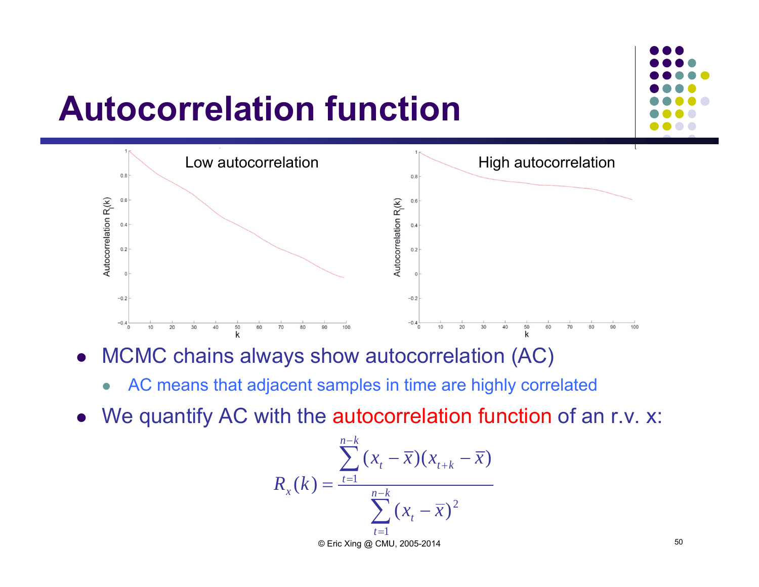# Autocorrelation function

Low autocorrelation

High autocorrelation

- MCMC chains always show autocorrelation (AC)
  - AC means that adjacent samples in time are highly correlated
- We quantify AC with the autocorrelation function of an r.v. x:

$$R_x(k) = \frac{\sum_{t=1}^{n-k} (x_t - \bar{x})(x_{t+k} - \bar{x})}{\sum_{t=1}^{n-k} (x_t - \bar{x})^2}$$

© Eric Xing @ CMU, 2005-2014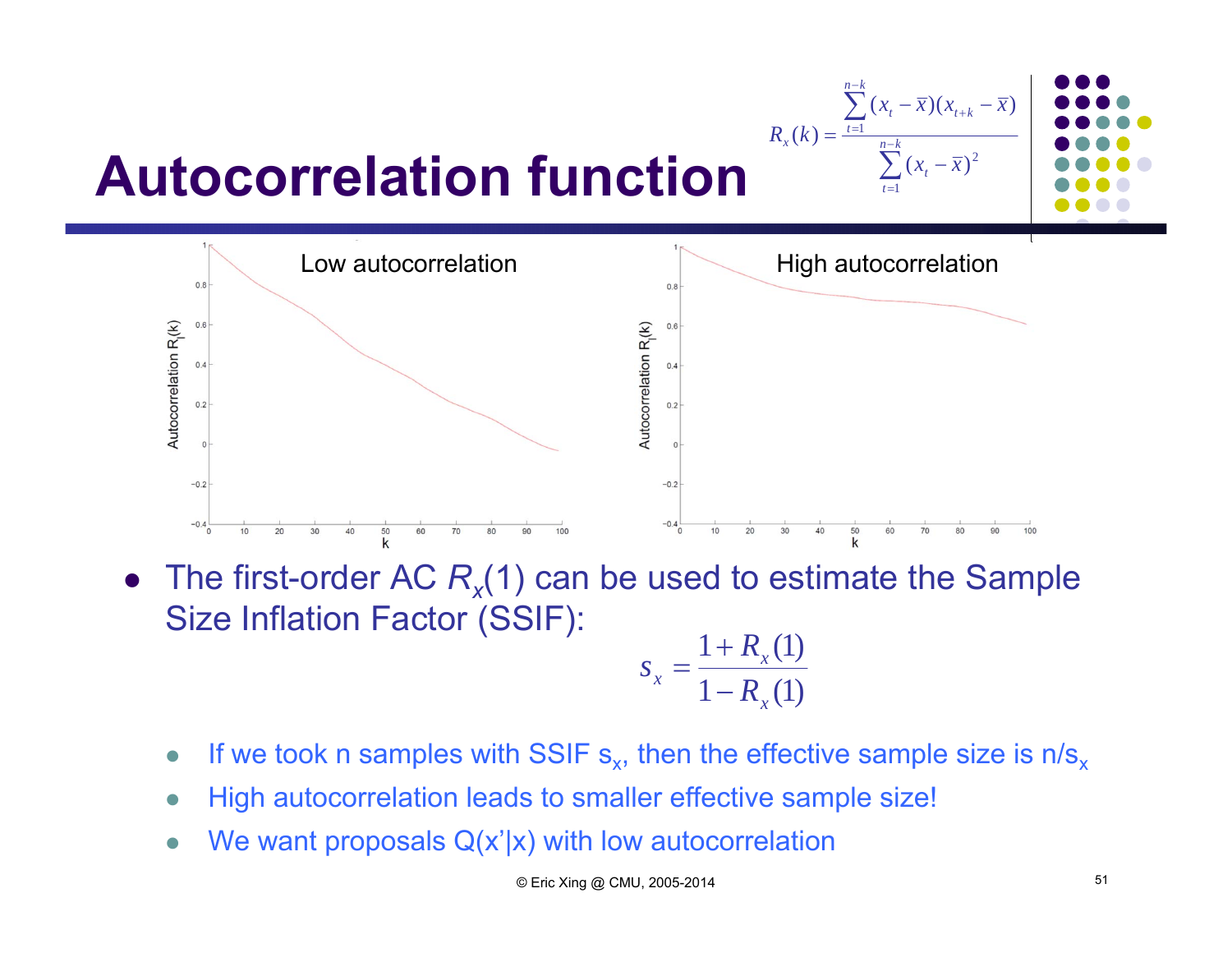# Autocorrelation function

$$R_x(k) = \frac{\sum_{t=1}^{n-k}(x_t - \bar{x})(x_{t+k} - \bar{x})}{\sum_{t=1}^{n-k}(x_t - \bar{x})^2}$$

Low autocorrelation

High autocorrelation

- The first-order AC $R_x(1)$ can be used to estimate the Sample Size Inflation Factor (SSIF):

$$s_x = \frac{1 + R_x(1)}{1 - R_x(1)}$$

  - If we took n samples with SSIF $s_x$, then the effective sample size is $n/s_x$
  - High autocorrelation leads to smaller effective sample size!
  - We want proposals Q(x'|x) with low autocorrelation

© Eric Xing @ CMU, 2005-2014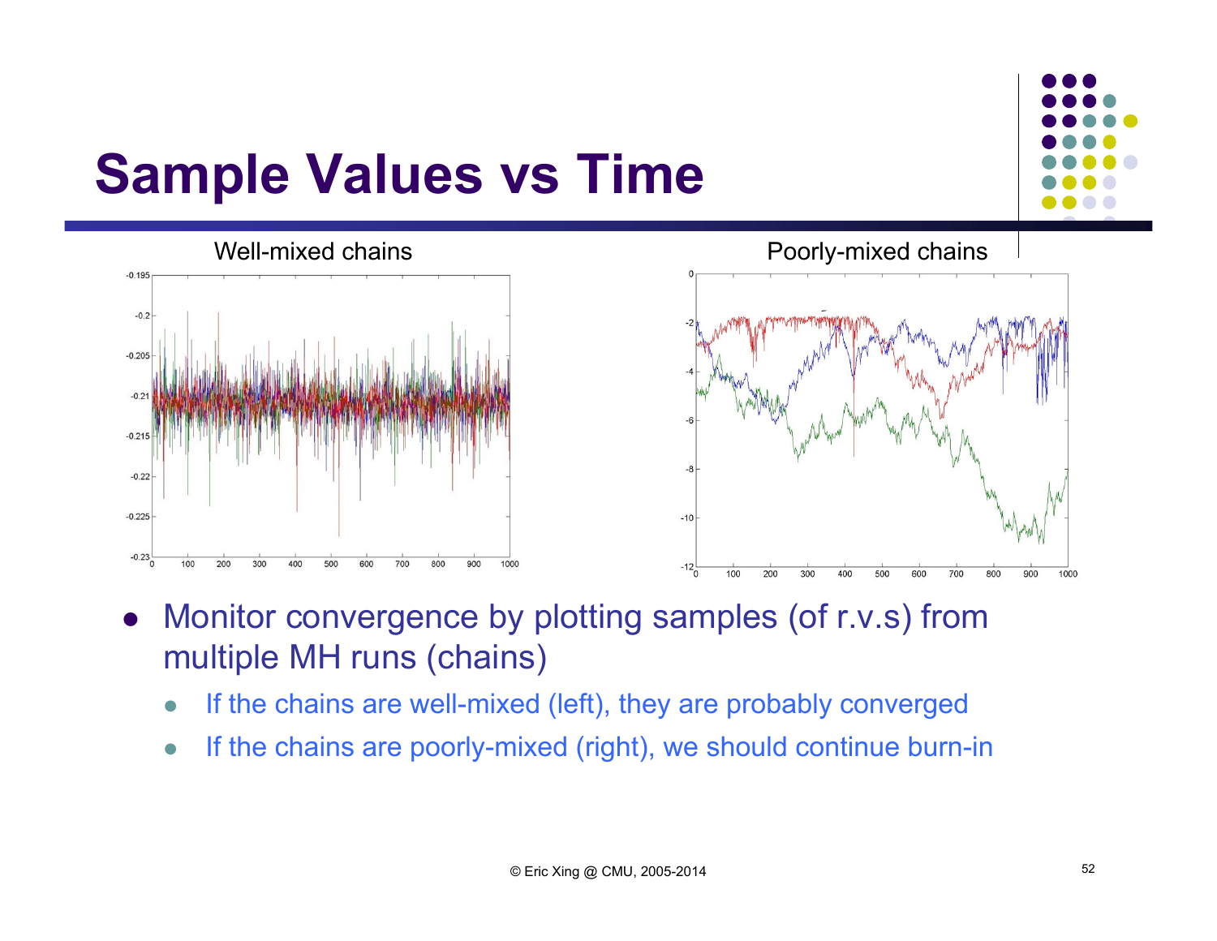# Sample Values vs Time

Well-mixed chains

Poorly-mixed chains

- Monitor convergence by plotting samples (of r.v.s) from multiple MH runs (chains)
  - If the chains are well-mixed (left), they are probably converged
  - If the chains are poorly-mixed (right), we should continue burn-in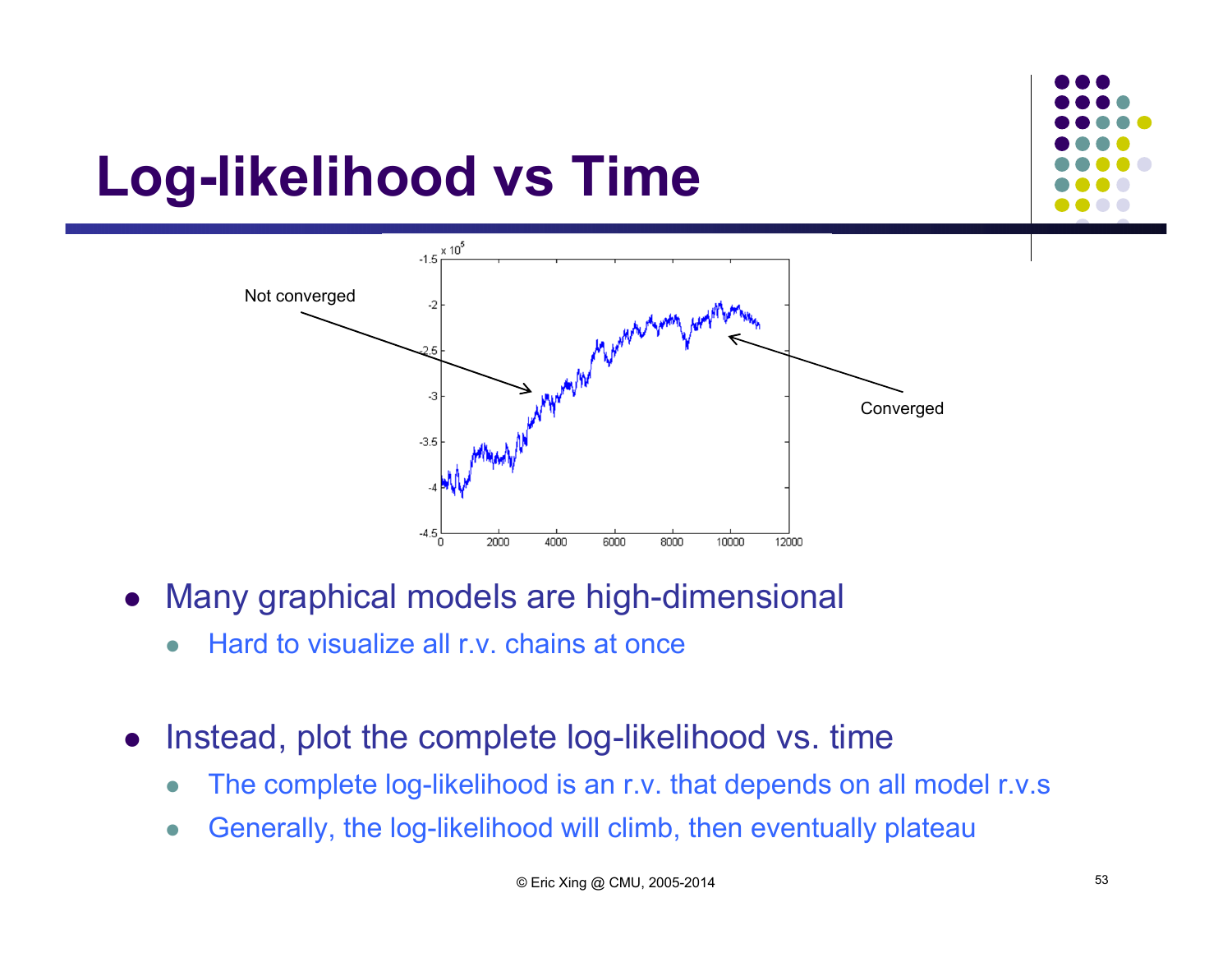# Log-likelihood vs Time

Not converged

Converged

- Many graphical models are high-dimensional
  - Hard to visualize all r.v. chains at once
- Instead, plot the complete log-likelihood vs. time
  - The complete log-likelihood is an r.v. that depends on all model r.v.s
  - Generally, the log-likelihood will climb, then eventually plateau

© Eric Xing @ CMU, 2005-2014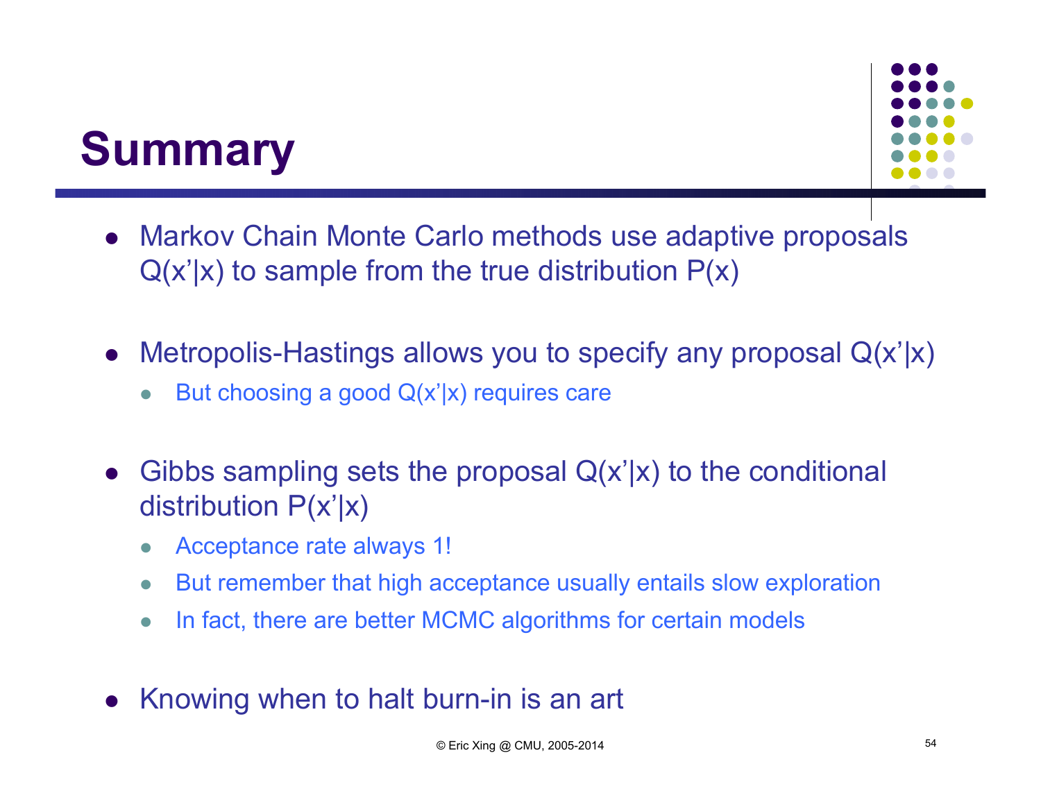# Summary

- Markov Chain Monte Carlo methods use adaptive proposals $Q(x'|x)$ to sample from the true distribution $P(x)$

- Metropolis-Hastings allows you to specify any proposal $Q(x'|x)$
  - But choosing a good $Q(x'|x)$ requires care

- Gibbs sampling sets the proposal $Q(x'|x)$ to the conditional distribution $P(x'|x)$
  - Acceptance rate always 1!
  - But remember that high acceptance usually entails slow exploration
  - In fact, there are better MCMC algorithms for certain models

- Knowing when to halt burn-in is an art

© Eric Xing @ CMU, 2005-2014